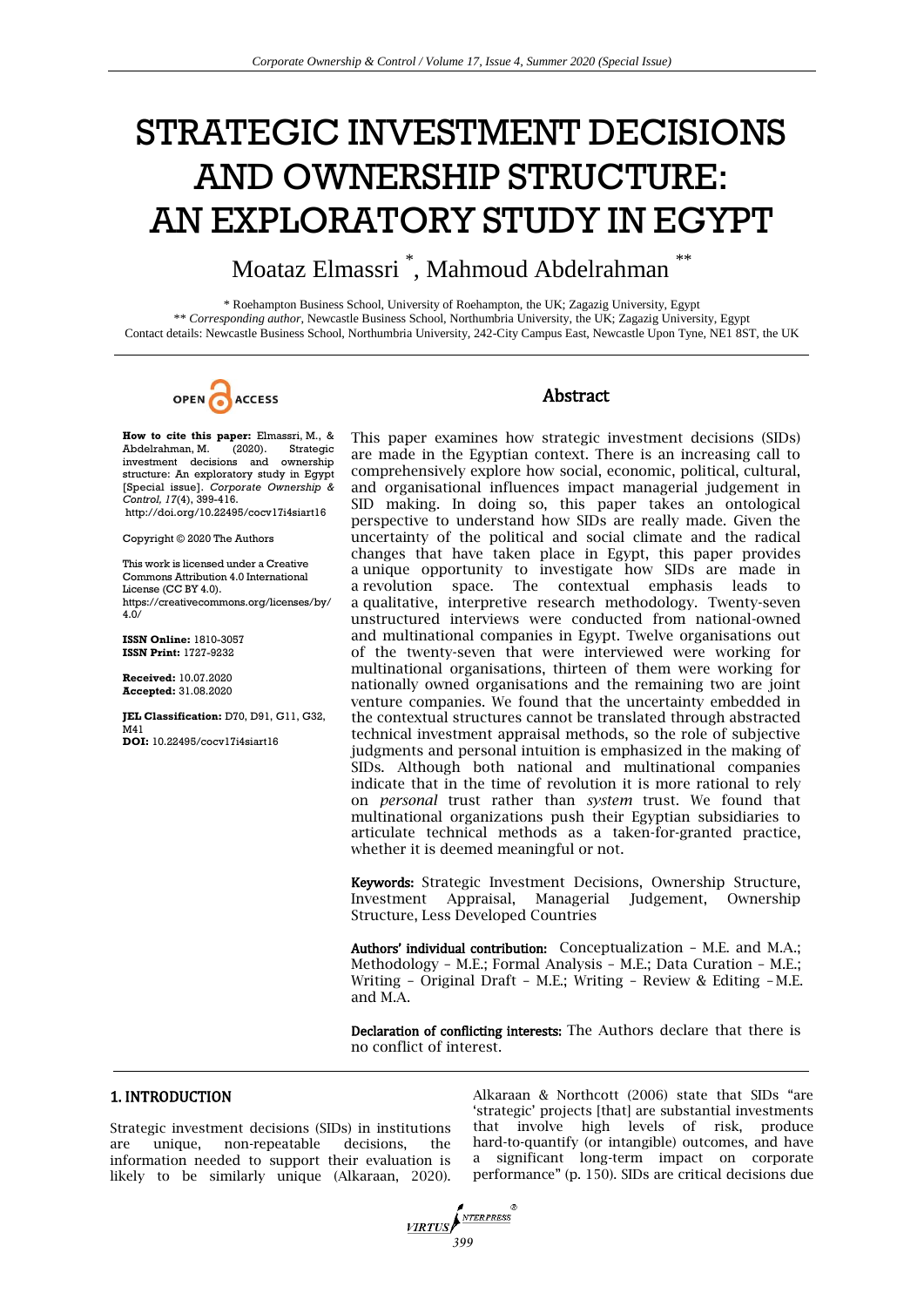# STRATEGIC INVESTMENT DECISIONS AND OWNERSHIP STRUCTURE: AN EXPLORATORY STUDY IN EGYPT

Moataz Elmassri [*], Mahmoud Abdelrahman [**]

[*] Roehampton Business School, University of Roehampton, the UK; Zagazig University, Egypt
[**] *Corresponding author*, Newcastle Business School, Northumbria University, the UK; Zagazig University, Egypt
Contact details: Newcastle Business School, Northumbria University, 242-City Campus East, Newcastle Upon Tyne, NE1 8ST, the UK

OPEN ACCESS

**How to cite this paper:** Elmassri, M., & Abdelrahman, M. (2020). Strategic investment decisions and ownership structure: An exploratory study in Egypt [Special issue]. *Corporate Ownership & Control, 17*(4), 399-416.
http://doi.org/10.22495/cocv17i4siart16

Copyright © 2020 The Authors

This work is licensed under a Creative Commons Attribution 4.0 International License (CC BY 4.0).
https://creativecommons.org/licenses/by/4.0/

**ISSN Online:** 1810-3057
**ISSN Print:** 1727-9232

**Received:** 10.07.2020
**Accepted:** 31.08.2020

**JEL Classification:** D70, D91, G11, G32, M41
**DOI:** 10.22495/cocv17i4siart16

## Abstract

This paper examines how strategic investment decisions (SIDs) are made in the Egyptian context. There is an increasing call to comprehensively explore how social, economic, political, cultural, and organisational influences impact managerial judgement in SID making. In doing so, this paper takes an ontological perspective to understand how SIDs are really made. Given the uncertainty of the political and social climate and the radical changes that have taken place in Egypt, this paper provides a unique opportunity to investigate how SIDs are made in a revolution space. The contextual emphasis leads to a qualitative, interpretive research methodology. Twenty-seven unstructured interviews were conducted from national-owned and multinational companies in Egypt. Twelve organisations out of the twenty-seven that were interviewed were working for multinational organisations, thirteen of them were working for nationally owned organisations and the remaining two are joint venture companies. We found that the uncertainty embedded in the contextual structures cannot be translated through abstracted technical investment appraisal methods, so the role of subjective judgments and personal intuition is emphasized in the making of SIDs. Although both national and multinational companies indicate that in the time of revolution it is more rational to rely on *personal* trust rather than *system* trust. We found that multinational organizations push their Egyptian subsidiaries to articulate technical methods as a taken-for-granted practice, whether it is deemed meaningful or not.

**Keywords:** Strategic Investment Decisions, Ownership Structure, Investment Appraisal, Managerial Judgement, Ownership Structure, Less Developed Countries

**Authors' individual contribution:** Conceptualization – M.E. and M.A.; Methodology – M.E.; Formal Analysis – M.E.; Data Curation – M.E.; Writing – Original Draft – M.E.; Writing – Review & Editing – M.E. and M.A.

**Declaration of conflicting interests:** The Authors declare that there is no conflict of interest.

## 1. INTRODUCTION

Strategic investment decisions (SIDs) in institutions are unique, non-repeatable decisions, the information needed to support their evaluation is likely to be similarly unique (Alkaraan, 2020). Alkaraan & Northcott (2006) state that SIDs "are 'strategic' projects [that] are substantial investments that involve high levels of risk, produce hard-to-quantify (or intangible) outcomes, and have a significant long-term impact on corporate performance" (p. 150). SIDs are critical decisions due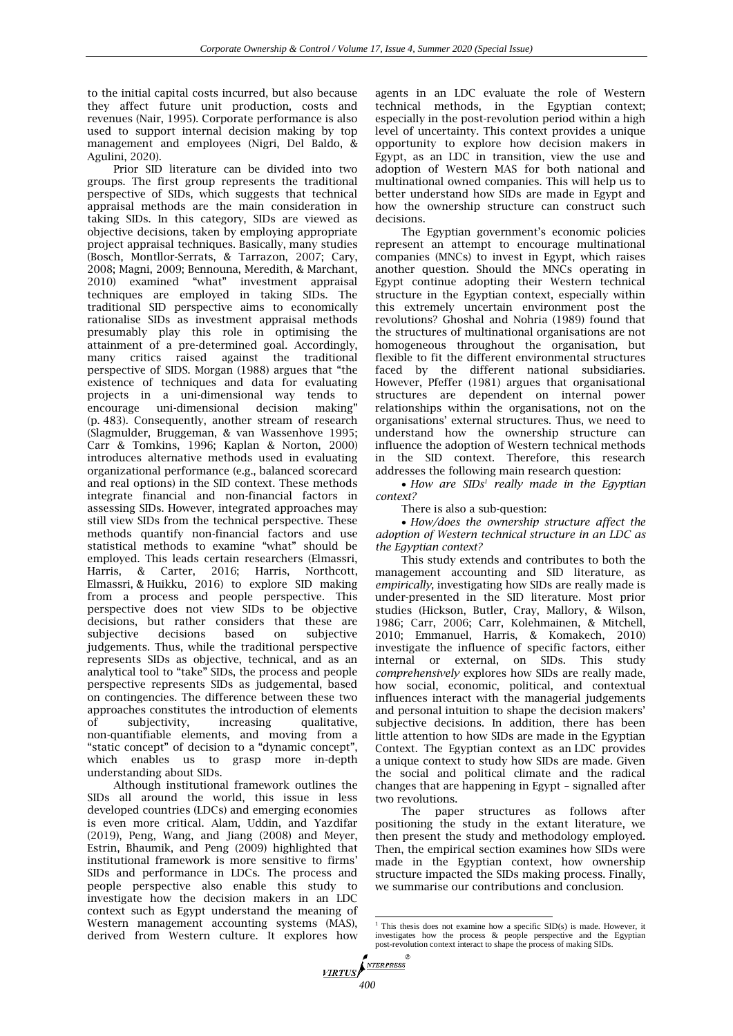to the initial capital costs incurred, but also because they affect future unit production, costs and revenues (Nair, 1995). Corporate performance is also used to support internal decision making by top management and employees (Nigri, Del Baldo, & Agulini, 2020).

Prior SID literature can be divided into two groups. The first group represents the traditional perspective of SIDs, which suggests that technical appraisal methods are the main consideration in taking SIDs. In this category, SIDs are viewed as objective decisions, taken by employing appropriate project appraisal techniques. Basically, many studies (Bosch, Montllor-Serrats, & Tarrazon, 2007; Cary, 2008; Magni, 2009; Bennouna, Meredith, & Marchant, 2010) examined "what" investment appraisal techniques are employed in taking SIDs. The traditional SID perspective aims to economically rationalise SIDs as investment appraisal methods presumably play this role in optimising the attainment of a pre-determined goal. Accordingly, many critics raised against the traditional perspective of SIDS. Morgan (1988) argues that "the existence of techniques and data for evaluating projects in a uni-dimensional way tends to encourage uni-dimensional decision making" (p. 483). Consequently, another stream of research (Slagmulder, Bruggeman, & van Wassenhove 1995; Carr & Tomkins, 1996; Kaplan & Norton, 2000) introduces alternative methods used in evaluating organizational performance (e.g., balanced scorecard and real options) in the SID context. These methods integrate financial and non-financial factors in assessing SIDs. However, integrated approaches may still view SIDs from the technical perspective. These methods quantify non-financial factors and use statistical methods to examine "what" should be employed. This leads certain researchers (Elmassri, Harris, & Carter, 2016; Harris, Northcott, Elmassri, & Huikku, 2016) to explore SID making from a process and people perspective. This perspective does not view SIDs to be objective decisions, but rather considers that these are subjective decisions based on subjective judgements. Thus, while the traditional perspective represents SIDs as objective, technical, and as an analytical tool to "take" SIDs, the process and people perspective represents SIDs as judgemental, based on contingencies. The difference between these two approaches constitutes the introduction of elements of subjectivity, increasing qualitative, non-quantifiable elements, and moving from a "static concept" of decision to a "dynamic concept", which enables us to grasp more in-depth understanding about SIDs.

Although institutional framework outlines the SIDs all around the world, this issue in less developed countries (LDCs) and emerging economies is even more critical. Alam, Uddin, and Yazdifar (2019), Peng, Wang, and Jiang (2008) and Meyer, Estrin, Bhaumik, and Peng (2009) highlighted that institutional framework is more sensitive to firms' SIDs and performance in LDCs. The process and people perspective also enable this study to investigate how the decision makers in an LDC context such as Egypt understand the meaning of Western management accounting systems (MAS), derived from Western culture. It explores how agents in an LDC evaluate the role of Western technical methods, in the Egyptian context; especially in the post-revolution period within a high level of uncertainty. This context provides a unique opportunity to explore how decision makers in Egypt, as an LDC in transition, view the use and adoption of Western MAS for both national and multinational owned companies. This will help us to better understand how SIDs are made in Egypt and how the ownership structure can construct such decisions.

The Egyptian government's economic policies represent an attempt to encourage multinational companies (MNCs) to invest in Egypt, which raises another question. Should the MNCs operating in Egypt continue adopting their Western technical structure in the Egyptian context, especially within this extremely uncertain environment post the revolutions? Ghoshal and Nohria (1989) found that the structures of multinational organisations are not homogeneous throughout the organisation, but flexible to fit the different environmental structures faced by the different national subsidiaries. However, Pfeffer (1981) argues that organisational structures are dependent on internal power relationships within the organisations, not on the organisations' external structures. Thus, we need to understand how the ownership structure can influence the adoption of Western technical methods in the SID context. Therefore, this research addresses the following main research question:

- *How are SIDs[1] really made in the Egyptian context?*

There is also a sub-question:

- *How/does the ownership structure affect the adoption of Western technical structure in an LDC as the Egyptian context?*

This study extends and contributes to both the management accounting and SID literature, as *empirically*, investigating how SIDs are really made is under-presented in the SID literature. Most prior studies (Hickson, Butler, Cray, Mallory, & Wilson, 1986; Carr, 2006; Carr, Kolehmainen, & Mitchell, 2010; Emmanuel, Harris, & Komakech, 2010) investigate the influence of specific factors, either internal or external, on SIDs. This study *comprehensively* explores how SIDs are really made, how social, economic, political, and contextual influences interact with the managerial judgements and personal intuition to shape the decision makers' subjective decisions. In addition, there has been little attention to how SIDs are made in the Egyptian Context. The Egyptian context as an LDC provides a unique context to study how SIDs are made. Given the social and political climate and the radical changes that are happening in Egypt – signalled after two revolutions.

The paper structures as follows after positioning the study in the extant literature, we then present the study and methodology employed. Then, the empirical section examines how SIDs were made in the Egyptian context, how ownership structure impacted the SIDs making process. Finally, we summarise our contributions and conclusion.

---

[1] This thesis does not examine how a specific SID(s) is made. However, it investigates how the process & people perspective and the Egyptian post-revolution context interact to shape the process of making SIDs.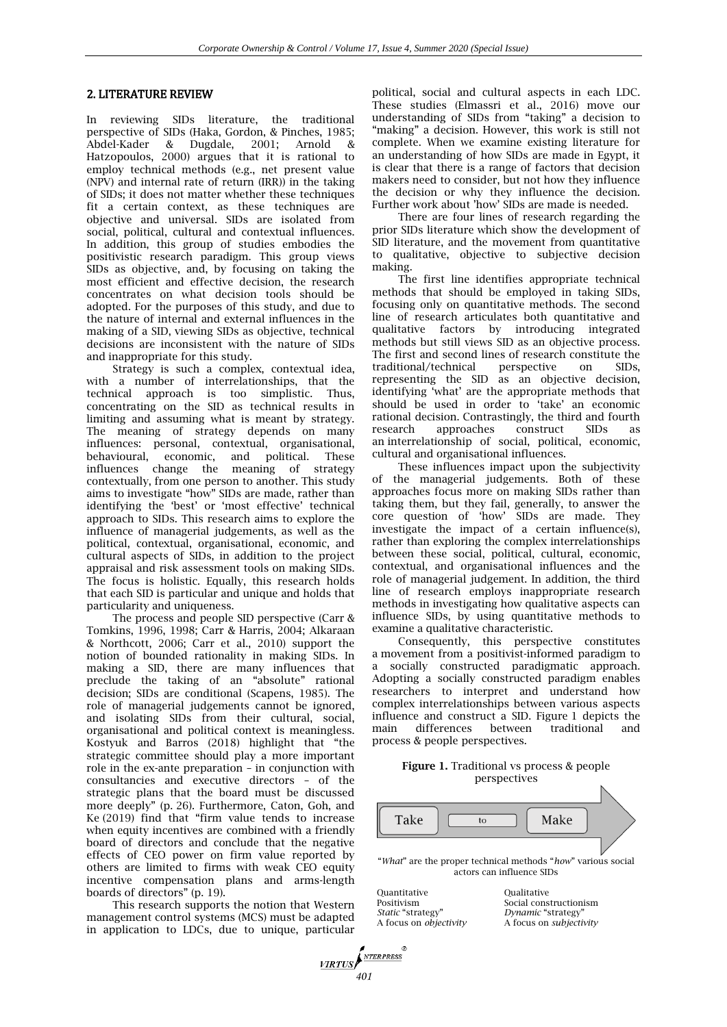## 2. LITERATURE REVIEW

In reviewing SIDs literature, the traditional perspective of SIDs (Haka, Gordon, & Pinches, 1985; Abdel-Kader & Dugdale, 2001; Arnold & Hatzopoulos, 2000) argues that it is rational to employ technical methods (e.g., net present value (NPV) and internal rate of return (IRR)) in the taking of SIDs; it does not matter whether these techniques fit a certain context, as these techniques are objective and universal. SIDs are isolated from social, political, cultural and contextual influences. In addition, this group of studies embodies the positivistic research paradigm. This group views SIDs as objective, and, by focusing on taking the most efficient and effective decision, the research concentrates on what decision tools should be adopted. For the purposes of this study, and due to the nature of internal and external influences in the making of a SID, viewing SIDs as objective, technical decisions are inconsistent with the nature of SIDs and inappropriate for this study.

Strategy is such a complex, contextual idea, with a number of interrelationships, that the technical approach is too simplistic. Thus, concentrating on the SID as technical results in limiting and assuming what is meant by strategy. The meaning of strategy depends on many influences: personal, contextual, organisational, behavioural, economic, and political. These influences change the meaning of strategy contextually, from one person to another. This study aims to investigate "how" SIDs are made, rather than identifying the 'best' or 'most effective' technical approach to SIDs. This research aims to explore the influence of managerial judgements, as well as the political, contextual, organisational, economic, and cultural aspects of SIDs, in addition to the project appraisal and risk assessment tools on making SIDs. The focus is holistic. Equally, this research holds that each SID is particular and unique and holds that particularity and uniqueness.

The process and people SID perspective (Carr & Tomkins, 1996, 1998; Carr & Harris, 2004; Alkaraan & Northcott, 2006; Carr et al., 2010) support the notion of bounded rationality in making SIDs. In making a SID, there are many influences that preclude the taking of an "absolute" rational decision; SIDs are conditional (Scapens, 1985). The role of managerial judgements cannot be ignored, and isolating SIDs from their cultural, social, organisational and political context is meaningless. Kostyuk and Barros (2018) highlight that "the strategic committee should play a more important role in the ex-ante preparation – in conjunction with consultancies and executive directors – of the strategic plans that the board must be discussed more deeply" (p. 26). Furthermore, Caton, Goh, and Ke (2019) find that "firm value tends to increase when equity incentives are combined with a friendly board of directors and conclude that the negative effects of CEO power on firm value reported by others are limited to firms with weak CEO equity incentive compensation plans and arms-length boards of directors" (p. 19).

This research supports the notion that Western management control systems (MCS) must be adapted in application to LDCs, due to unique, particular political, social and cultural aspects in each LDC. These studies (Elmassri et al., 2016) move our understanding of SIDs from "taking" a decision to "making" a decision. However, this work is still not complete. When we examine existing literature for an understanding of how SIDs are made in Egypt, it is clear that there is a range of factors that decision makers need to consider, but not how they influence the decision or why they influence the decision. Further work about 'how' SIDs are made is needed.

There are four lines of research regarding the prior SIDs literature which show the development of SID literature, and the movement from quantitative to qualitative, objective to subjective decision making.

The first line identifies appropriate technical methods that should be employed in taking SIDs, focusing only on quantitative methods. The second line of research articulates both quantitative and qualitative factors by introducing integrated methods but still views SID as an objective process. The first and second lines of research constitute the traditional/technical perspective on SIDs, representing the SID as an objective decision, identifying 'what' are the appropriate methods that should be used in order to 'take' an economic rational decision. Contrastingly, the third and fourth research approaches construct SIDs as an interrelationship of social, political, economic, cultural and organisational influences.

These influences impact upon the subjectivity of the managerial judgements. Both of these approaches focus more on making SIDs rather than taking them, but they fail, generally, to answer the core question of 'how' SIDs are made. They investigate the impact of a certain influence(s), rather than exploring the complex interrelationships between these social, political, cultural, economic, contextual, and organisational influences and the role of managerial judgement. In addition, the third line of research employs inappropriate research methods in investigating how qualitative aspects can influence SIDs, by using quantitative methods to examine a qualitative characteristic.

Consequently, this perspective constitutes a movement from a positivist-informed paradigm to a socially constructed paradigmatic approach. Adopting a socially constructed paradigm enables researchers to interpret and understand how complex interrelationships between various aspects influence and construct a SID. Figure 1 depicts the main differences between traditional and process & people perspectives.

**Figure 1.** Traditional vs process & people perspectives

Take → to → Make

"*What*" are the proper technical methods "*how*" various social actors can influence SIDs

| | |
|---|---|
| Quantitative | Qualitative |
| Positivism | Social constructionism |
| *Static* "strategy" | *Dynamic* "strategy" |
| A focus on *objectivity* | A focus on *subjectivity* |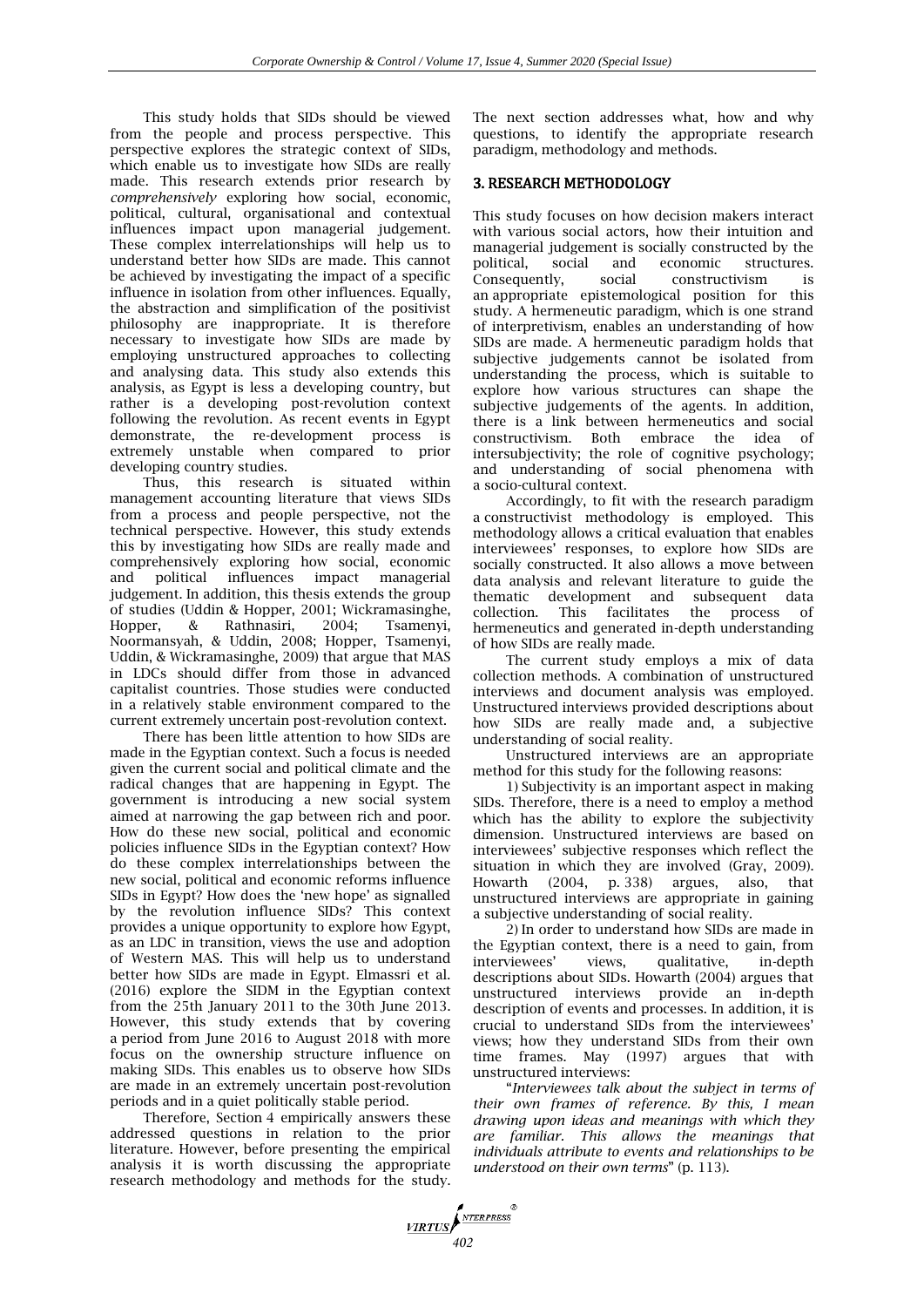This study holds that SIDs should be viewed from the people and process perspective. This perspective explores the strategic context of SIDs, which enable us to investigate how SIDs are really made. This research extends prior research by *comprehensively* exploring how social, economic, political, cultural, organisational and contextual influences impact upon managerial judgement. These complex interrelationships will help us to understand better how SIDs are made. This cannot be achieved by investigating the impact of a specific influence in isolation from other influences. Equally, the abstraction and simplification of the positivist philosophy are inappropriate. It is therefore necessary to investigate how SIDs are made by employing unstructured approaches to collecting and analysing data. This study also extends this analysis, as Egypt is less a developing country, but rather is a developing post-revolution context following the revolution. As recent events in Egypt demonstrate, the re-development process is extremely unstable when compared to prior developing country studies.

Thus, this research is situated within management accounting literature that views SIDs from a process and people perspective, not the technical perspective. However, this study extends this by investigating how SIDs are really made and comprehensively exploring how social, economic and political influences impact managerial judgement. In addition, this thesis extends the group of studies (Uddin & Hopper, 2001; Wickramasinghe, Hopper, & Rathnasiri, 2004; Tsamenyi, Noormansyah, & Uddin, 2008; Hopper, Tsamenyi, Uddin, & Wickramasinghe, 2009) that argue that MAS in LDCs should differ from those in advanced capitalist countries. Those studies were conducted in a relatively stable environment compared to the current extremely uncertain post-revolution context.

There has been little attention to how SIDs are made in the Egyptian context. Such a focus is needed given the current social and political climate and the radical changes that are happening in Egypt. The government is introducing a new social system aimed at narrowing the gap between rich and poor. How do these new social, political and economic policies influence SIDs in the Egyptian context? How do these complex interrelationships between the new social, political and economic reforms influence SIDs in Egypt? How does the 'new hope' as signalled by the revolution influence SIDs? This context provides a unique opportunity to explore how Egypt, as an LDC in transition, views the use and adoption of Western MAS. This will help us to understand better how SIDs are made in Egypt. Elmassri et al. (2016) explore the SIDM in the Egyptian context from the 25th January 2011 to the 30th June 2013. However, this study extends that by covering a period from June 2016 to August 2018 with more focus on the ownership structure influence on making SIDs. This enables us to observe how SIDs are made in an extremely uncertain post-revolution periods and in a quiet politically stable period.

Therefore, Section 4 empirically answers these addressed questions in relation to the prior literature. However, before presenting the empirical analysis it is worth discussing the appropriate research methodology and methods for the study. The next section addresses what, how and why questions, to identify the appropriate research paradigm, methodology and methods.

## 3. RESEARCH METHODOLOGY

This study focuses on how decision makers interact with various social actors, how their intuition and managerial judgement is socially constructed by the political, social and economic structures. Consequently, social constructivism is an appropriate epistemological position for this study. A hermeneutic paradigm, which is one strand of interpretivism, enables an understanding of how SIDs are made. A hermeneutic paradigm holds that subjective judgements cannot be isolated from understanding the process, which is suitable to explore how various structures can shape the subjective judgements of the agents. In addition, there is a link between hermeneutics and social constructivism. Both embrace the idea of intersubjectivity; the role of cognitive psychology; and understanding of social phenomena with a socio-cultural context.

Accordingly, to fit with the research paradigm a constructivist methodology is employed. This methodology allows a critical evaluation that enables interviewees' responses, to explore how SIDs are socially constructed. It also allows a move between data analysis and relevant literature to guide the thematic development and subsequent data collection. This facilitates the process of hermeneutics and generated in-depth understanding of how SIDs are really made.

The current study employs a mix of data collection methods. A combination of unstructured interviews and document analysis was employed. Unstructured interviews provided descriptions about how SIDs are really made and, a subjective understanding of social reality.

Unstructured interviews are an appropriate method for this study for the following reasons:

1) Subjectivity is an important aspect in making SIDs. Therefore, there is a need to employ a method which has the ability to explore the subjectivity dimension. Unstructured interviews are based on interviewees' subjective responses which reflect the situation in which they are involved (Gray, 2009). Howarth (2004, p. 338) argues, also, that unstructured interviews are appropriate in gaining a subjective understanding of social reality.

2) In order to understand how SIDs are made in the Egyptian context, there is a need to gain, from interviewees' views, qualitative, in-depth descriptions about SIDs. Howarth (2004) argues that unstructured interviews provide an in-depth description of events and processes. In addition, it is crucial to understand SIDs from the interviewees' views; how they understand SIDs from their own time frames. May (1997) argues that with unstructured interviews:

"*Interviewees talk about the subject in terms of their own frames of reference. By this, I mean drawing upon ideas and meanings with which they are familiar. This allows the meanings that individuals attribute to events and relationships to be understood on their own terms*" (p. 113).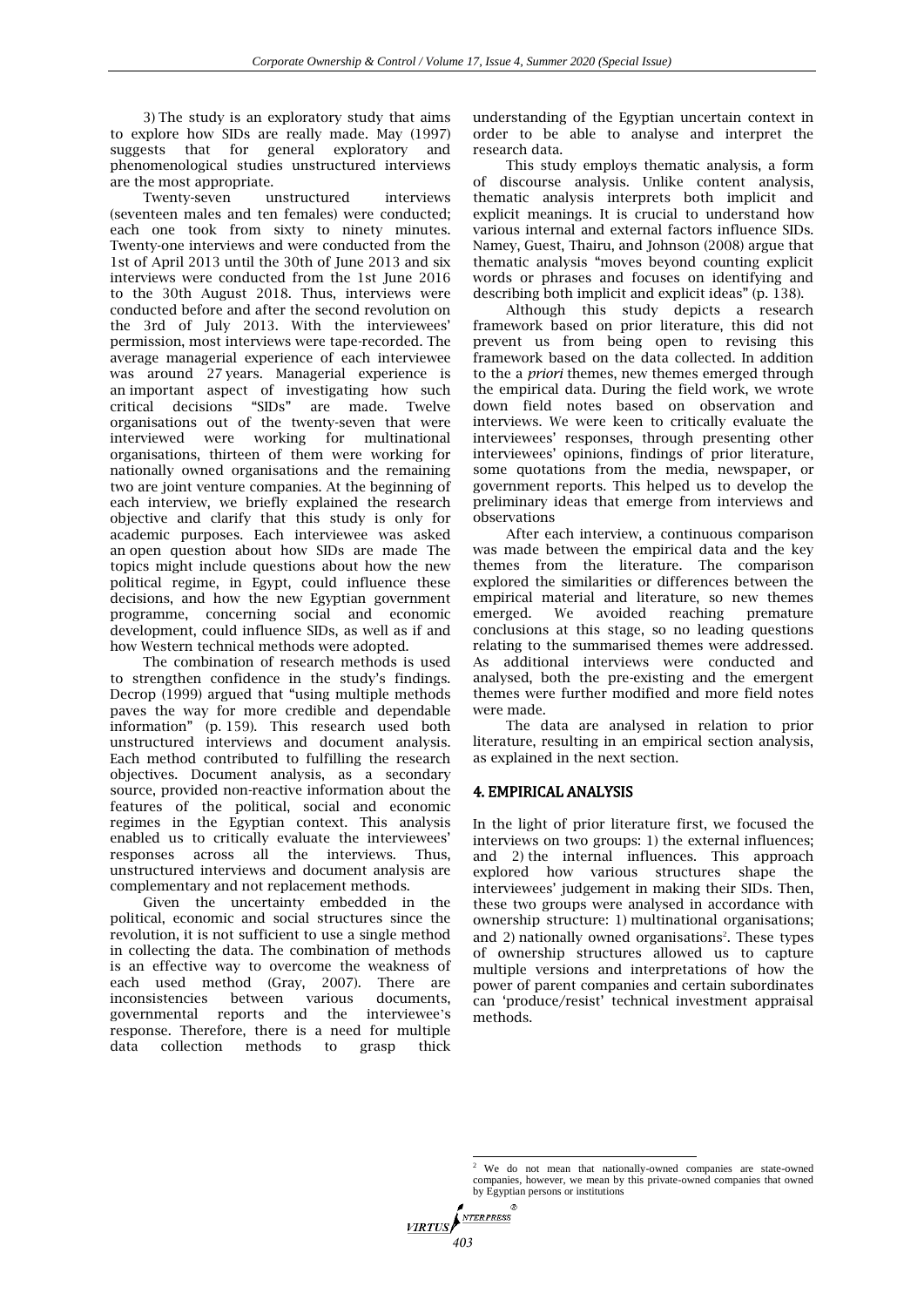3) The study is an exploratory study that aims to explore how SIDs are really made. May (1997) suggests that for general exploratory and phenomenological studies unstructured interviews are the most appropriate.

Twenty-seven unstructured interviews (seventeen males and ten females) were conducted; each one took from sixty to ninety minutes. Twenty-one interviews and were conducted from the 1st of April 2013 until the 30th of June 2013 and six interviews were conducted from the 1st June 2016 to the 30th August 2018. Thus, interviews were conducted before and after the second revolution on the 3rd of July 2013. With the interviewees' permission, most interviews were tape-recorded. The average managerial experience of each interviewee was around 27 years. Managerial experience is an important aspect of investigating how such critical decisions "SIDs" are made. Twelve organisations out of the twenty-seven that were interviewed were working for multinational organisations, thirteen of them were working for nationally owned organisations and the remaining two are joint venture companies. At the beginning of each interview, we briefly explained the research objective and clarify that this study is only for academic purposes. Each interviewee was asked an open question about how SIDs are made The topics might include questions about how the new political regime, in Egypt, could influence these decisions, and how the new Egyptian government programme, concerning social and economic development, could influence SIDs, as well as if and how Western technical methods were adopted.

The combination of research methods is used to strengthen confidence in the study's findings. Decrop (1999) argued that "using multiple methods paves the way for more credible and dependable information" (p. 159). This research used both unstructured interviews and document analysis. Each method contributed to fulfilling the research objectives. Document analysis, as a secondary source, provided non-reactive information about the features of the political, social and economic regimes in the Egyptian context. This analysis enabled us to critically evaluate the interviewees' responses across all the interviews. Thus, unstructured interviews and document analysis are complementary and not replacement methods.

Given the uncertainty embedded in the political, economic and social structures since the revolution, it is not sufficient to use a single method in collecting the data. The combination of methods is an effective way to overcome the weakness of each used method (Gray, 2007). There are inconsistencies between various documents, governmental reports and the interviewee's response. Therefore, there is a need for multiple data collection methods to grasp thick understanding of the Egyptian uncertain context in order to be able to analyse and interpret the research data.

This study employs thematic analysis, a form of discourse analysis. Unlike content analysis, thematic analysis interprets both implicit and explicit meanings. It is crucial to understand how various internal and external factors influence SIDs. Namey, Guest, Thairu, and Johnson (2008) argue that thematic analysis "moves beyond counting explicit words or phrases and focuses on identifying and describing both implicit and explicit ideas" (p. 138).

Although this study depicts a research framework based on prior literature, this did not prevent us from being open to revising this framework based on the data collected. In addition to the a *priori* themes, new themes emerged through the empirical data. During the field work, we wrote down field notes based on observation and interviews. We were keen to critically evaluate the interviewees' responses, through presenting other interviewees' opinions, findings of prior literature, some quotations from the media, newspaper, or government reports. This helped us to develop the preliminary ideas that emerge from interviews and observations

After each interview, a continuous comparison was made between the empirical data and the key themes from the literature. The comparison explored the similarities or differences between the empirical material and literature, so new themes emerged. We avoided reaching premature conclusions at this stage, so no leading questions relating to the summarised themes were addressed. As additional interviews were conducted and analysed, both the pre-existing and the emergent themes were further modified and more field notes were made.

The data are analysed in relation to prior literature, resulting in an empirical section analysis, as explained in the next section.

## 4. EMPIRICAL ANALYSIS

In the light of prior literature first, we focused the interviews on two groups: 1) the external influences; and 2) the internal influences. This approach explored how various structures shape the interviewees' judgement in making their SIDs. Then, these two groups were analysed in accordance with ownership structure: 1) multinational organisations; and 2) nationally owned organisations[2]. These types of ownership structures allowed us to capture multiple versions and interpretations of how the power of parent companies and certain subordinates can 'produce/resist' technical investment appraisal methods.

[2] We do not mean that nationally-owned companies are state-owned companies, however, we mean by this private-owned companies that owned by Egyptian persons or institutions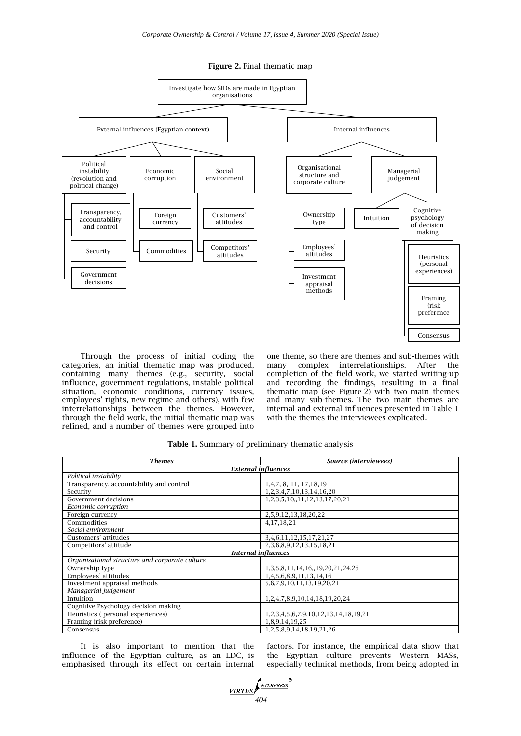**Figure 2.** Final thematic map

- Investigate how SIDs are made in Egyptian organisations
  - External influences (Egyptian context)
    - Political instability (revolution and political change)
      - Transparency, accountability and control
      - Security
      - Government decisions
    - Economic corruption
      - Foreign currency
      - Commodities
    - Social environment
      - Customers' attitudes
      - Competitors' attitudes
  - Internal influences
    - Organisational structure and corporate culture
      - Ownership type
      - Employees' attitudes
      - Investment appraisal methods
    - Managerial judgement
      - Intuition
      - Cognitive psychology of decision making
        - Heuristics (personal experiences)
        - Framing (risk preference
        - Consensus

Through the process of initial coding the categories, an initial thematic map was produced, containing many themes (e.g., security, social influence, government regulations, instable political situation, economic conditions, currency issues, employees' rights, new regime and others), with few interrelationships between the themes. However, through the field work, the initial thematic map was refined, and a number of themes were grouped into one theme, so there are themes and sub-themes with many complex interrelationships. After the completion of the field work, we started writing-up and recording the findings, resulting in a final thematic map (see Figure 2) with two main themes and many sub-themes. The two main themes are internal and external influences presented in Table 1 with the themes the interviewees explicated.

**Table 1.** Summary of preliminary thematic analysis

| *Themes* | *Source (interviewees)* |
|---|---|
| ***External influences*** | |
| *Political instability* | |
| Transparency, accountability and control | 1,4,7, 8, 11, 17,18,19 |
| Security | 1,2,3,4,7,10,13,14,16,20 |
| Government decisions | 1,2,3,5,10,,11,12,13,17,20,21 |
| *Economic corruption* | |
| Foreign currency | 2,5,9,12,13,18,20,22 |
| Commodities | 4,17,18,21 |
| *Social environment* | |
| Customers' attitudes | 3,4,6,11,12,15,17,21,27 |
| Competitors' attitude | 2,3,6,8,9,12,13,15,18,21 |
| ***Internal influences*** | |
| *Organisational structure and corporate culture* | |
| Ownership type | 1,3,5,8,11,14,16,,19,20,21,24,26 |
| Employees' attitudes | 1,4,5,6,8,9,11,13,14,16 |
| Investment appraisal methods | 5,6,7,9,10,11,13,19,20,21 |
| *Managerial judgement* | |
| Intuition | 1,2,4,7,8,9,10,14,18,19,20,24 |
| Cognitive Psychology decision making | |
| Heuristics ( personal experiences) | 1,2,3,4,5,6,7,9,10,12,13,14,18,19,21 |
| Framing (risk preference) | 1,8,9,14,19,25 |
| Consensus | 1,2,5,8,9,14,18,19,21,26 |

It is also important to mention that the influence of the Egyptian culture, as an LDC, is emphasised through its effect on certain internal factors. For instance, the empirical data show that the Egyptian culture prevents Western MASs, especially technical methods, from being adopted in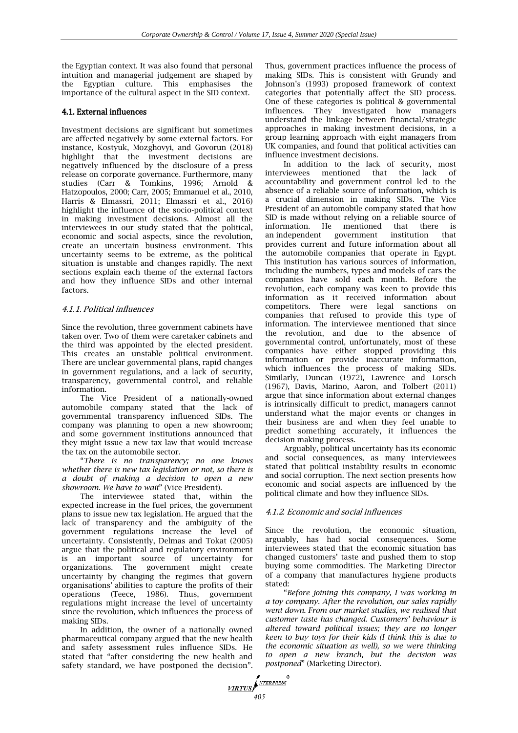the Egyptian context. It was also found that personal intuition and managerial judgement are shaped by the Egyptian culture. This emphasises the importance of the cultural aspect in the SID context.

### 4.1. External influences

Investment decisions are significant but sometimes are affected negatively by some external factors. For instance, Kostyuk, Mozghovyi, and Govorun (2018) highlight that the investment decisions are negatively influenced by the disclosure of a press release on corporate governance. Furthermore, many studies (Carr & Tomkins, 1996; Arnold & Hatzopoulos, 2000; Carr, 2005; Emmanuel et al., 2010, Harris & Elmassri, 2011; Elmassri et al., 2016) highlight the influence of the socio-political context in making investment decisions. Almost all the interviewees in our study stated that the political, economic and social aspects, since the revolution, create an uncertain business environment. This uncertainty seems to be extreme, as the political situation is unstable and changes rapidly. The next sections explain each theme of the external factors and how they influence SIDs and other internal factors.

#### *4.1.1. Political influences*

Since the revolution, three government cabinets have taken over. Two of them were caretaker cabinets and the third was appointed by the elected president. This creates an unstable political environment. There are unclear governmental plans, rapid changes in government regulations, and a lack of security, transparency, governmental control, and reliable information.

The Vice President of a nationally-owned automobile company stated that the lack of governmental transparency influenced SIDs. The company was planning to open a new showroom; and some government institutions announced that they might issue a new tax law that would increase the tax on the automobile sector.

"*There is no transparency; no one knows whether there is new tax legislation or not, so there is a doubt of making a decision to open a new showroom. We have to wait*" (Vice President).

The interviewee stated that, within the expected increase in the fuel prices, the government plans to issue new tax legislation. He argued that the lack of transparency and the ambiguity of the government regulations increase the level of uncertainty. Consistently, Delmas and Tokat (2005) argue that the political and regulatory environment is an important source of uncertainty for organizations. The government might create uncertainty by changing the regimes that govern organisations' abilities to capture the profits of their operations (Teece, 1986). Thus, government regulations might increase the level of uncertainty since the revolution, which influences the process of making SIDs.

In addition, the owner of a nationally owned pharmaceutical company argued that the new health and safety assessment rules influence SIDs. He stated that "after considering the new health and safety standard, we have postponed the decision". Thus, government practices influence the process of making SIDs. This is consistent with Grundy and Johnson's (1993) proposed framework of context categories that potentially affect the SID process. One of these categories is political & governmental influences. They investigated how managers understand the linkage between financial/strategic approaches in making investment decisions, in a group learning approach with eight managers from UK companies, and found that political activities can influence investment decisions.

In addition to the lack of security, most interviewees mentioned that the lack of accountability and government control led to the absence of a reliable source of information, which is a crucial dimension in making SIDs. The Vice President of an automobile company stated that how SID is made without relying on a reliable source of information. He mentioned that there is an independent government institution that provides current and future information about all the automobile companies that operate in Egypt. This institution has various sources of information, including the numbers, types and models of cars the companies have sold each month. Before the revolution, each company was keen to provide this information as it received information about competitors. There were legal sanctions on companies that refused to provide this type of information. The interviewee mentioned that since the revolution, and due to the absence of governmental control, unfortunately, most of these companies have either stopped providing this information or provide inaccurate information, which influences the process of making SIDs. Similarly, Duncan (1972), Lawrence and Lorsch (1967), Davis, Marino, Aaron, and Tolbert (2011) argue that since information about external changes is intrinsically difficult to predict, managers cannot understand what the major events or changes in their business are and when they feel unable to predict something accurately, it influences the decision making process.

Arguably, political uncertainty has its economic and social consequences, as many interviewees stated that political instability results in economic and social corruption. The next section presents how economic and social aspects are influenced by the political climate and how they influence SIDs.

#### *4.1.2. Economic and social influences*

Since the revolution, the economic situation, arguably, has had social consequences. Some interviewees stated that the economic situation has changed customers' taste and pushed them to stop buying some commodities. The Marketing Director of a company that manufactures hygiene products stated:

"*Before joining this company, I was working in a toy company. After the revolution, our sales rapidly went down. From our market studies, we realised that customer taste has changed. Customers' behaviour is altered toward political issues; they are no longer keen to buy toys for their kids (I think this is due to the economic situation as well), so we were thinking to open a new branch, but the decision was postponed*" (Marketing Director).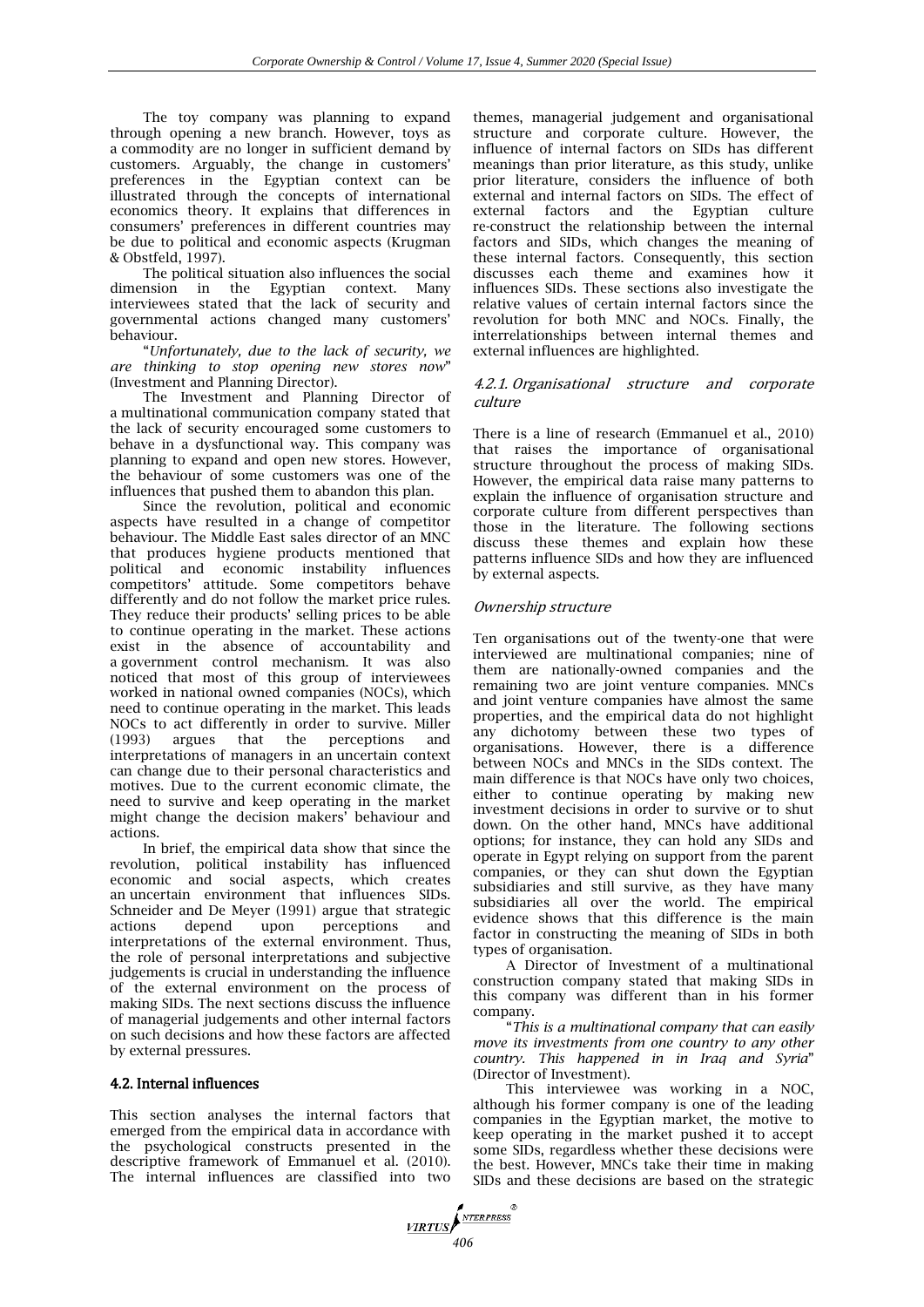The toy company was planning to expand through opening a new branch. However, toys as a commodity are no longer in sufficient demand by customers. Arguably, the change in customers' preferences in the Egyptian context can be illustrated through the concepts of international economics theory. It explains that differences in consumers' preferences in different countries may be due to political and economic aspects (Krugman & Obstfeld, 1997).

The political situation also influences the social dimension in the Egyptian context. Many interviewees stated that the lack of security and governmental actions changed many customers' behaviour.

"*Unfortunately, due to the lack of security, we are thinking to stop opening new stores now*" (Investment and Planning Director).

The Investment and Planning Director of a multinational communication company stated that the lack of security encouraged some customers to behave in a dysfunctional way. This company was planning to expand and open new stores. However, the behaviour of some customers was one of the influences that pushed them to abandon this plan.

Since the revolution, political and economic aspects have resulted in a change of competitor behaviour. The Middle East sales director of an MNC that produces hygiene products mentioned that political and economic instability influences competitors' attitude. Some competitors behave differently and do not follow the market price rules. They reduce their products' selling prices to be able to continue operating in the market. These actions exist in the absence of accountability and a government control mechanism. It was also noticed that most of this group of interviewees worked in national owned companies (NOCs), which need to continue operating in the market. This leads NOCs to act differently in order to survive. Miller (1993) argues that the perceptions and interpretations of managers in an uncertain context can change due to their personal characteristics and motives. Due to the current economic climate, the need to survive and keep operating in the market might change the decision makers' behaviour and actions.

In brief, the empirical data show that since the revolution, political instability has influenced economic and social aspects, which creates an uncertain environment that influences SIDs. Schneider and De Meyer (1991) argue that strategic actions depend upon perceptions and interpretations of the external environment. Thus, the role of personal interpretations and subjective judgements is crucial in understanding the influence of the external environment on the process of making SIDs. The next sections discuss the influence of managerial judgements and other internal factors on such decisions and how these factors are affected by external pressures.

## 4.2. Internal influences

This section analyses the internal factors that emerged from the empirical data in accordance with the psychological constructs presented in the descriptive framework of Emmanuel et al. (2010). The internal influences are classified into two themes, managerial judgement and organisational structure and corporate culture. However, the influence of internal factors on SIDs has different meanings than prior literature, as this study, unlike prior literature, considers the influence of both external and internal factors on SIDs. The effect of external factors and the Egyptian culture re-construct the relationship between the internal factors and SIDs, which changes the meaning of these internal factors. Consequently, this section discusses each theme and examines how it influences SIDs. These sections also investigate the relative values of certain internal factors since the revolution for both MNC and NOCs. Finally, the interrelationships between internal themes and external influences are highlighted.

### *4.2.1. Organisational structure and corporate culture*

There is a line of research (Emmanuel et al., 2010) that raises the importance of organisational structure throughout the process of making SIDs. However, the empirical data raise many patterns to explain the influence of organisation structure and corporate culture from different perspectives than those in the literature. The following sections discuss these themes and explain how these patterns influence SIDs and how they are influenced by external aspects.

#### *Ownership structure*

Ten organisations out of the twenty-one that were interviewed are multinational companies; nine of them are nationally-owned companies and the remaining two are joint venture companies. MNCs and joint venture companies have almost the same properties, and the empirical data do not highlight any dichotomy between these two types of organisations. However, there is a difference between NOCs and MNCs in the SIDs context. The main difference is that NOCs have only two choices, either to continue operating by making new investment decisions in order to survive or to shut down. On the other hand, MNCs have additional options; for instance, they can hold any SIDs and operate in Egypt relying on support from the parent companies, or they can shut down the Egyptian subsidiaries and still survive, as they have many subsidiaries all over the world. The empirical evidence shows that this difference is the main factor in constructing the meaning of SIDs in both types of organisation.

A Director of Investment of a multinational construction company stated that making SIDs in this company was different than in his former company.

"*This is a multinational company that can easily move its investments from one country to any other country. This happened in in Iraq and Syria*" (Director of Investment).

This interviewee was working in a NOC, although his former company is one of the leading companies in the Egyptian market, the motive to keep operating in the market pushed it to accept some SIDs, regardless whether these decisions were the best. However, MNCs take their time in making SIDs and these decisions are based on the strategic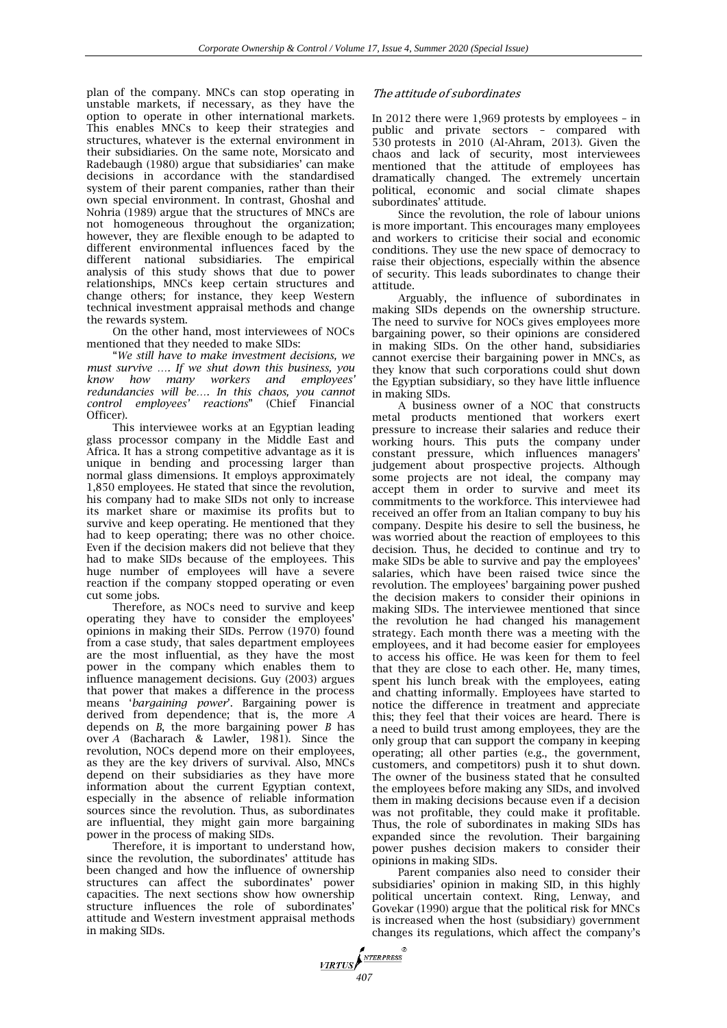plan of the company. MNCs can stop operating in unstable markets, if necessary, as they have the option to operate in other international markets. This enables MNCs to keep their strategies and structures, whatever is the external environment in their subsidiaries. On the same note, Morsicato and Radebaugh (1980) argue that subsidiaries' can make decisions in accordance with the standardised system of their parent companies, rather than their own special environment. In contrast, Ghoshal and Nohria (1989) argue that the structures of MNCs are not homogeneous throughout the organization; however, they are flexible enough to be adapted to different environmental influences faced by the different national subsidiaries. The empirical analysis of this study shows that due to power relationships, MNCs keep certain structures and change others; for instance, they keep Western technical investment appraisal methods and change the rewards system.

On the other hand, most interviewees of NOCs mentioned that they needed to make SIDs:

"*We still have to make investment decisions, we must survive …. If we shut down this business, you know how many workers and employees' redundancies will be…. In this chaos, you cannot control employees' reactions*" (Chief Financial Officer).

This interviewee works at an Egyptian leading glass processor company in the Middle East and Africa. It has a strong competitive advantage as it is unique in bending and processing larger than normal glass dimensions. It employs approximately 1,850 employees. He stated that since the revolution, his company had to make SIDs not only to increase its market share or maximise its profits but to survive and keep operating. He mentioned that they had to keep operating; there was no other choice. Even if the decision makers did not believe that they had to make SIDs because of the employees. This huge number of employees will have a severe reaction if the company stopped operating or even cut some jobs.

Therefore, as NOCs need to survive and keep operating they have to consider the employees' opinions in making their SIDs. Perrow (1970) found from a case study, that sales department employees are the most influential, as they have the most power in the company which enables them to influence management decisions. Guy (2003) argues that power that makes a difference in the process means '*bargaining power*'. Bargaining power is derived from dependence; that is, the more *A* depends on *B*, the more bargaining power *B* has over *A* (Bacharach & Lawler, 1981). Since the revolution, NOCs depend more on their employees, as they are the key drivers of survival. Also, MNCs depend on their subsidiaries as they have more information about the current Egyptian context, especially in the absence of reliable information sources since the revolution. Thus, as subordinates are influential, they might gain more bargaining power in the process of making SIDs.

Therefore, it is important to understand how, since the revolution, the subordinates' attitude has been changed and how the influence of ownership structures can affect the subordinates' power capacities. The next sections show how ownership structure influences the role of subordinates' attitude and Western investment appraisal methods in making SIDs.

### *The attitude of subordinates*

In 2012 there were 1,969 protests by employees – in public and private sectors – compared with 530 protests in 2010 (Al-Ahram, 2013). Given the chaos and lack of security, most interviewees mentioned that the attitude of employees has dramatically changed. The extremely uncertain political, economic and social climate shapes subordinates' attitude.

Since the revolution, the role of labour unions is more important. This encourages many employees and workers to criticise their social and economic conditions. They use the new space of democracy to raise their objections, especially within the absence of security. This leads subordinates to change their attitude.

Arguably, the influence of subordinates in making SIDs depends on the ownership structure. The need to survive for NOCs gives employees more bargaining power, so their opinions are considered in making SIDs. On the other hand, subsidiaries cannot exercise their bargaining power in MNCs, as they know that such corporations could shut down the Egyptian subsidiary, so they have little influence in making SIDs.

A business owner of a NOC that constructs metal products mentioned that workers exert pressure to increase their salaries and reduce their working hours. This puts the company under constant pressure, which influences managers' judgement about prospective projects. Although some projects are not ideal, the company may accept them in order to survive and meet its commitments to the workforce. This interviewee had received an offer from an Italian company to buy his company. Despite his desire to sell the business, he was worried about the reaction of employees to this decision. Thus, he decided to continue and try to make SIDs be able to survive and pay the employees' salaries, which have been raised twice since the revolution. The employees' bargaining power pushed the decision makers to consider their opinions in making SIDs. The interviewee mentioned that since the revolution he had changed his management strategy. Each month there was a meeting with the employees, and it had become easier for employees to access his office. He was keen for them to feel that they are close to each other. He, many times, spent his lunch break with the employees, eating and chatting informally. Employees have started to notice the difference in treatment and appreciate this; they feel that their voices are heard. There is a need to build trust among employees, they are the only group that can support the company in keeping operating; all other parties (e.g., the government, customers, and competitors) push it to shut down. The owner of the business stated that he consulted the employees before making any SIDs, and involved them in making decisions because even if a decision was not profitable, they could make it profitable. Thus, the role of subordinates in making SIDs has expanded since the revolution. Their bargaining power pushes decision makers to consider their opinions in making SIDs.

Parent companies also need to consider their subsidiaries' opinion in making SID, in this highly political uncertain context. Ring, Lenway, and Govekar (1990) argue that the political risk for MNCs is increased when the host (subsidiary) government changes its regulations, which affect the company's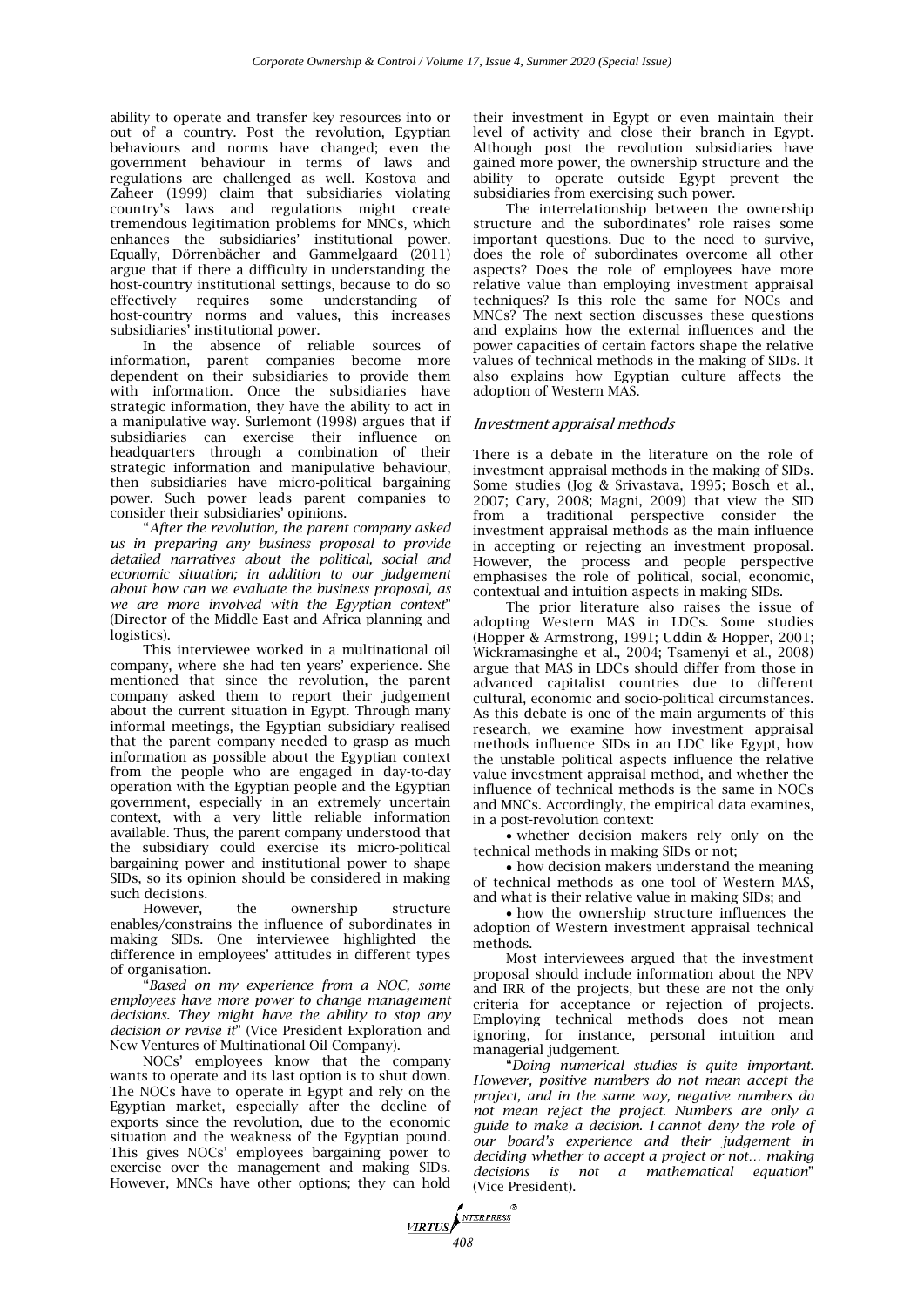ability to operate and transfer key resources into or out of a country. Post the revolution, Egyptian behaviours and norms have changed; even the government behaviour in terms of laws and regulations are challenged as well. Kostova and Zaheer (1999) claim that subsidiaries violating country's laws and regulations might create tremendous legitimation problems for MNCs, which enhances the subsidiaries' institutional power. Equally, Dörrenbächer and Gammelgaard (2011) argue that if there a difficulty in understanding the host-country institutional settings, because to do so effectively requires some understanding of host-country norms and values, this increases subsidiaries' institutional power.

In the absence of reliable sources of information, parent companies become more dependent on their subsidiaries to provide them with information. Once the subsidiaries have strategic information, they have the ability to act in a manipulative way. Surlemont (1998) argues that if subsidiaries can exercise their influence on headquarters through a combination of their strategic information and manipulative behaviour, then subsidiaries have micro-political bargaining power. Such power leads parent companies to consider their subsidiaries' opinions.

"*After the revolution, the parent company asked us in preparing any business proposal to provide detailed narratives about the political, social and economic situation; in addition to our judgement about how can we evaluate the business proposal, as we are more involved with the Egyptian context*" (Director of the Middle East and Africa planning and logistics).

This interviewee worked in a multinational oil company, where she had ten years' experience. She mentioned that since the revolution, the parent company asked them to report their judgement about the current situation in Egypt. Through many informal meetings, the Egyptian subsidiary realised that the parent company needed to grasp as much information as possible about the Egyptian context from the people who are engaged in day-to-day operation with the Egyptian people and the Egyptian government, especially in an extremely uncertain context, with a very little reliable information available. Thus, the parent company understood that the subsidiary could exercise its micro-political bargaining power and institutional power to shape SIDs, so its opinion should be considered in making such decisions.

However, the ownership structure enables/constrains the influence of subordinates in making SIDs. One interviewee highlighted the difference in employees' attitudes in different types of organisation.

"*Based on my experience from a NOC, some employees have more power to change management decisions. They might have the ability to stop any decision or revise it*" (Vice President Exploration and New Ventures of Multinational Oil Company).

NOCs' employees know that the company wants to operate and its last option is to shut down. The NOCs have to operate in Egypt and rely on the Egyptian market, especially after the decline of exports since the revolution, due to the economic situation and the weakness of the Egyptian pound. This gives NOCs' employees bargaining power to exercise over the management and making SIDs. However, MNCs have other options; they can hold their investment in Egypt or even maintain their level of activity and close their branch in Egypt. Although post the revolution subsidiaries have gained more power, the ownership structure and the ability to operate outside Egypt prevent the subsidiaries from exercising such power.

The interrelationship between the ownership structure and the subordinates' role raises some important questions. Due to the need to survive, does the role of subordinates overcome all other aspects? Does the role of employees have more relative value than employing investment appraisal techniques? Is this role the same for NOCs and MNCs? The next section discusses these questions and explains how the external influences and the power capacities of certain factors shape the relative values of technical methods in the making of SIDs. It also explains how Egyptian culture affects the adoption of Western MAS.

### *Investment appraisal methods*

There is a debate in the literature on the role of investment appraisal methods in the making of SIDs. Some studies (Jog & Srivastava, 1995; Bosch et al., 2007; Cary, 2008; Magni, 2009) that view the SID from a traditional perspective consider the investment appraisal methods as the main influence in accepting or rejecting an investment proposal. However, the process and people perspective emphasises the role of political, social, economic, contextual and intuition aspects in making SIDs.

The prior literature also raises the issue of adopting Western MAS in LDCs. Some studies (Hopper & Armstrong, 1991; Uddin & Hopper, 2001; Wickramasinghe et al., 2004; Tsamenyi et al., 2008) argue that MAS in LDCs should differ from those in advanced capitalist countries due to different cultural, economic and socio-political circumstances. As this debate is one of the main arguments of this research, we examine how investment appraisal methods influence SIDs in an LDC like Egypt, how the unstable political aspects influence the relative value investment appraisal method, and whether the influence of technical methods is the same in NOCs and MNCs. Accordingly, the empirical data examines, in a post-revolution context:

- whether decision makers rely only on the technical methods in making SIDs or not;
- how decision makers understand the meaning of technical methods as one tool of Western MAS, and what is their relative value in making SIDs; and
- how the ownership structure influences the adoption of Western investment appraisal technical methods.

Most interviewees argued that the investment proposal should include information about the NPV and IRR of the projects, but these are not the only criteria for acceptance or rejection of projects. Employing technical methods does not mean ignoring, for instance, personal intuition and managerial judgement.

"*Doing numerical studies is quite important. However, positive numbers do not mean accept the project, and in the same way, negative numbers do not mean reject the project. Numbers are only a guide to make a decision. I cannot deny the role of our board's experience and their judgement in deciding whether to accept a project or not… making decisions is not a mathematical equation*" (Vice President).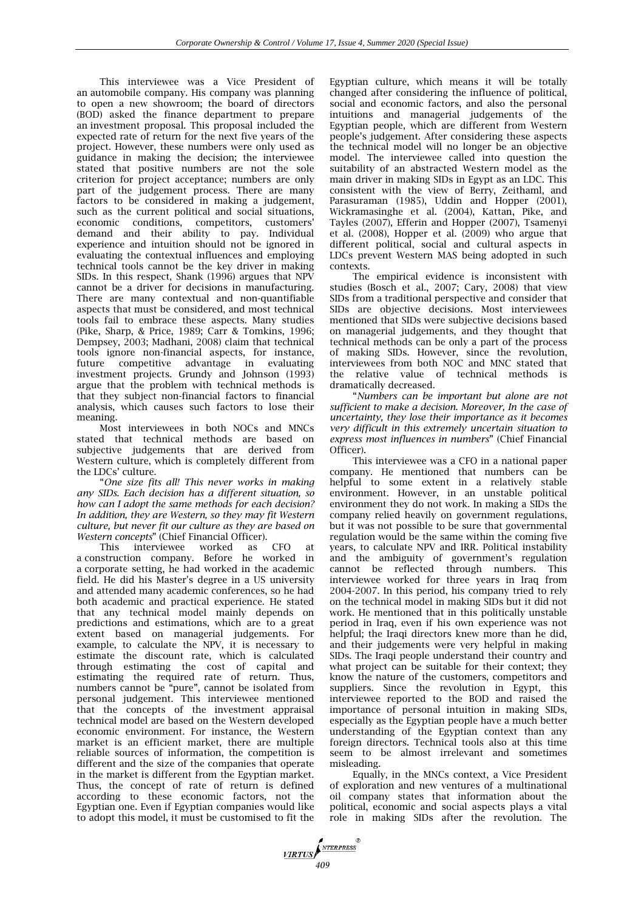This interviewee was a Vice President of an automobile company. His company was planning to open a new showroom; the board of directors (BOD) asked the finance department to prepare an investment proposal. This proposal included the expected rate of return for the next five years of the project. However, these numbers were only used as guidance in making the decision; the interviewee stated that positive numbers are not the sole criterion for project acceptance; numbers are only part of the judgement process. There are many factors to be considered in making a judgement, such as the current political and social situations, economic conditions, competitors, customers' demand and their ability to pay. Individual experience and intuition should not be ignored in evaluating the contextual influences and employing technical tools cannot be the key driver in making SIDs. In this respect, Shank (1996) argues that NPV cannot be a driver for decisions in manufacturing. There are many contextual and non-quantifiable aspects that must be considered, and most technical tools fail to embrace these aspects. Many studies (Pike, Sharp, & Price, 1989; Carr & Tomkins, 1996; Dempsey, 2003; Madhani, 2008) claim that technical tools ignore non-financial aspects, for instance, future competitive advantage in evaluating investment projects. Grundy and Johnson (1993) argue that the problem with technical methods is that they subject non-financial factors to financial analysis, which causes such factors to lose their meaning.

Most interviewees in both NOCs and MNCs stated that technical methods are based on subjective judgements that are derived from Western culture, which is completely different from the LDCs' culture.

"*One size fits all! This never works in making any SIDs. Each decision has a different situation, so how can I adopt the same methods for each decision? In addition, they are Western, so they may fit Western culture, but never fit our culture as they are based on Western concepts*" (Chief Financial Officer).

This interviewee worked as CFO at a construction company. Before he worked in a corporate setting, he had worked in the academic field. He did his Master's degree in a US university and attended many academic conferences, so he had both academic and practical experience. He stated that any technical model mainly depends on predictions and estimations, which are to a great extent based on managerial judgements. For example, to calculate the NPV, it is necessary to estimate the discount rate, which is calculated through estimating the cost of capital and estimating the required rate of return. Thus, numbers cannot be "pure", cannot be isolated from personal judgement. This interviewee mentioned that the concepts of the investment appraisal technical model are based on the Western developed economic environment. For instance, the Western market is an efficient market, there are multiple reliable sources of information, the competition is different and the size of the companies that operate in the market is different from the Egyptian market. Thus, the concept of rate of return is defined according to these economic factors, not the Egyptian one. Even if Egyptian companies would like to adopt this model, it must be customised to fit the Egyptian culture, which means it will be totally changed after considering the influence of political, social and economic factors, and also the personal intuitions and managerial judgements of the Egyptian people, which are different from Western people's judgement. After considering these aspects the technical model will no longer be an objective model. The interviewee called into question the suitability of an abstracted Western model as the main driver in making SIDs in Egypt as an LDC. This consistent with the view of Berry, Zeithaml, and Parasuraman (1985), Uddin and Hopper (2001), Wickramasinghe et al. (2004), Kattan, Pike, and Tayles (2007), Efferin and Hopper (2007), Tsamenyi et al. (2008), Hopper et al. (2009) who argue that different political, social and cultural aspects in LDCs prevent Western MAS being adopted in such contexts.

The empirical evidence is inconsistent with studies (Bosch et al., 2007; Cary, 2008) that view SIDs from a traditional perspective and consider that SIDs are objective decisions. Most interviewees mentioned that SIDs were subjective decisions based on managerial judgements, and they thought that technical methods can be only a part of the process of making SIDs. However, since the revolution, interviewees from both NOC and MNC stated that the relative value of technical methods is dramatically decreased.

"*Numbers can be important but alone are not sufficient to make a decision. Moreover, In the case of uncertainty, they lose their importance as it becomes very difficult in this extremely uncertain situation to express most influences in numbers*" (Chief Financial Officer).

This interviewee was a CFO in a national paper company. He mentioned that numbers can be helpful to some extent in a relatively stable environment. However, in an unstable political environment they do not work. In making a SIDs the company relied heavily on government regulations, but it was not possible to be sure that governmental regulation would be the same within the coming five years, to calculate NPV and IRR. Political instability and the ambiguity of government's regulation cannot be reflected through numbers. This interviewee worked for three years in Iraq from 2004-2007. In this period, his company tried to rely on the technical model in making SIDs but it did not work. He mentioned that in this politically unstable period in Iraq, even if his own experience was not helpful; the Iraqi directors knew more than he did, and their judgements were very helpful in making SIDs. The Iraqi people understand their country and what project can be suitable for their context; they know the nature of the customers, competitors and suppliers. Since the revolution in Egypt, this interviewee reported to the BOD and raised the importance of personal intuition in making SIDs, especially as the Egyptian people have a much better understanding of the Egyptian context than any foreign directors. Technical tools also at this time seem to be almost irrelevant and sometimes misleading.

Equally, in the MNCs context, a Vice President of exploration and new ventures of a multinational oil company states that information about the political, economic and social aspects plays a vital role in making SIDs after the revolution. The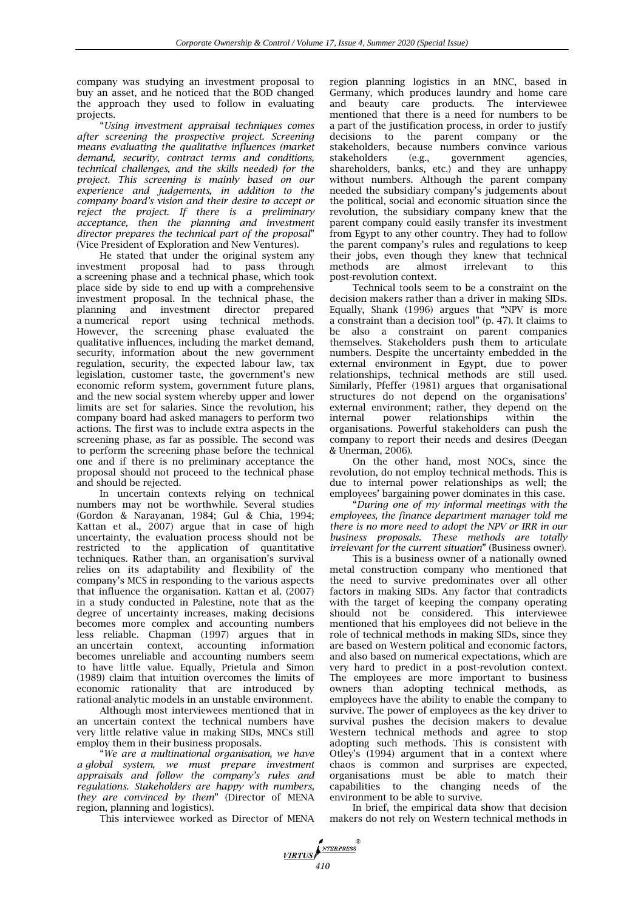company was studying an investment proposal to buy an asset, and he noticed that the BOD changed the approach they used to follow in evaluating projects.

"*Using investment appraisal techniques comes after screening the prospective project. Screening means evaluating the qualitative influences (market demand, security, contract terms and conditions, technical challenges, and the skills needed) for the project. This screening is mainly based on our experience and judgements, in addition to the company board's vision and their desire to accept or reject the project. If there is a preliminary acceptance, then the planning and investment director prepares the technical part of the proposal*" (Vice President of Exploration and New Ventures).

He stated that under the original system any investment proposal had to pass through a screening phase and a technical phase, which took place side by side to end up with a comprehensive investment proposal. In the technical phase, the planning and investment director prepared a numerical report using technical methods. However, the screening phase evaluated the qualitative influences, including the market demand, security, information about the new government regulation, security, the expected labour law, tax legislation, customer taste, the government's new economic reform system, government future plans, and the new social system whereby upper and lower limits are set for salaries. Since the revolution, his company board had asked managers to perform two actions. The first was to include extra aspects in the screening phase, as far as possible. The second was to perform the screening phase before the technical one and if there is no preliminary acceptance the proposal should not proceed to the technical phase and should be rejected.

In uncertain contexts relying on technical numbers may not be worthwhile. Several studies (Gordon & Narayanan, 1984; Gul & Chia, 1994; Kattan et al., 2007) argue that in case of high uncertainty, the evaluation process should not be restricted to the application of quantitative techniques. Rather than, an organisation's survival relies on its adaptability and flexibility of the company's MCS in responding to the various aspects that influence the organisation. Kattan et al. (2007) in a study conducted in Palestine, note that as the degree of uncertainty increases, making decisions becomes more complex and accounting numbers less reliable. Chapman (1997) argues that in an uncertain context, accounting information becomes unreliable and accounting numbers seem to have little value. Equally, Prietula and Simon (1989) claim that intuition overcomes the limits of economic rationality that are introduced by rational-analytic models in an unstable environment.

Although most interviewees mentioned that in an uncertain context the technical numbers have very little relative value in making SIDs, MNCs still employ them in their business proposals.

"*We are a multinational organisation, we have a global system, we must prepare investment appraisals and follow the company's rules and regulations. Stakeholders are happy with numbers, they are convinced by them*" (Director of MENA region, planning and logistics).

This interviewee worked as Director of MENA region planning logistics in an MNC, based in Germany, which produces laundry and home care and beauty care products. The interviewee mentioned that there is a need for numbers to be a part of the justification process, in order to justify decisions to the parent company or the stakeholders, because numbers convince various stakeholders (e.g., government agencies, shareholders, banks, etc.) and they are unhappy without numbers. Although the parent company needed the subsidiary company's judgements about the political, social and economic situation since the revolution, the subsidiary company knew that the parent company could easily transfer its investment from Egypt to any other country. They had to follow the parent company's rules and regulations to keep their jobs, even though they knew that technical methods are almost irrelevant to this post-revolution context.

Technical tools seem to be a constraint on the decision makers rather than a driver in making SIDs. Equally, Shank (1996) argues that "NPV is more a constraint than a decision tool" (p. 47). It claims to be also a constraint on parent companies themselves. Stakeholders push them to articulate numbers. Despite the uncertainty embedded in the external environment in Egypt, due to power relationships, technical methods are still used. Similarly, Pfeffer (1981) argues that organisational structures do not depend on the organisations' external environment; rather, they depend on the internal power relationships within the organisations. Powerful stakeholders can push the company to report their needs and desires (Deegan & Unerman, 2006).

On the other hand, most NOCs, since the revolution, do not employ technical methods. This is due to internal power relationships as well; the employees' bargaining power dominates in this case.

"*During one of my informal meetings with the employees, the finance department manager told me there is no more need to adopt the NPV or IRR in our business proposals. These methods are totally irrelevant for the current situation*" (Business owner).

This is a business owner of a nationally owned metal construction company who mentioned that the need to survive predominates over all other factors in making SIDs. Any factor that contradicts with the target of keeping the company operating should not be considered. This interviewee mentioned that his employees did not believe in the role of technical methods in making SIDs, since they are based on Western political and economic factors, and also based on numerical expectations, which are very hard to predict in a post-revolution context. The employees are more important to business owners than adopting technical methods, as employees have the ability to enable the company to survive. The power of employees as the key driver to survival pushes the decision makers to devalue Western technical methods and agree to stop adopting such methods. This is consistent with Otley's (1994) argument that in a context where chaos is common and surprises are expected, organisations must be able to match their capabilities to the changing needs of the environment to be able to survive.

In brief, the empirical data show that decision makers do not rely on Western technical methods in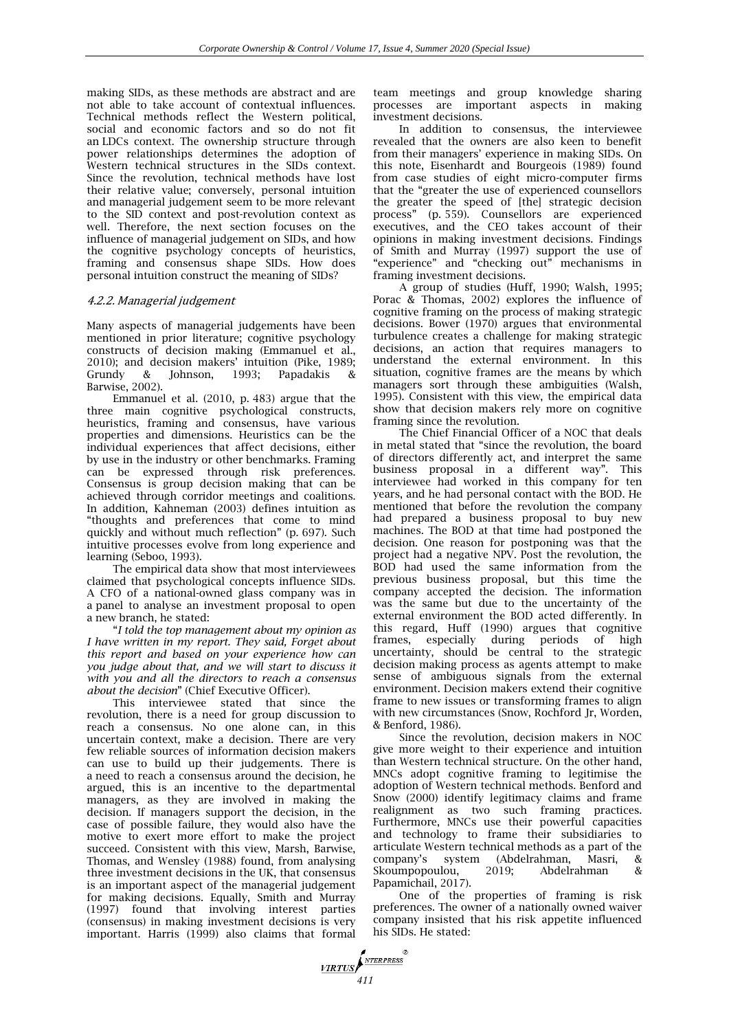making SIDs, as these methods are abstract and are not able to take account of contextual influences. Technical methods reflect the Western political, social and economic factors and so do not fit an LDCs context. The ownership structure through power relationships determines the adoption of Western technical structures in the SIDs context. Since the revolution, technical methods have lost their relative value; conversely, personal intuition and managerial judgement seem to be more relevant to the SID context and post-revolution context as well. Therefore, the next section focuses on the influence of managerial judgement on SIDs, and how the cognitive psychology concepts of heuristics, framing and consensus shape SIDs. How does personal intuition construct the meaning of SIDs?

#### 4.2.2. Managerial judgement

Many aspects of managerial judgements have been mentioned in prior literature; cognitive psychology constructs of decision making (Emmanuel et al., 2010); and decision makers' intuition (Pike, 1989; Grundy & Johnson, 1993; Papadakis & Barwise, 2002).

Emmanuel et al. (2010, p. 483) argue that the three main cognitive psychological constructs, heuristics, framing and consensus, have various properties and dimensions. Heuristics can be the individual experiences that affect decisions, either by use in the industry or other benchmarks. Framing can be expressed through risk preferences. Consensus is group decision making that can be achieved through corridor meetings and coalitions. In addition, Kahneman (2003) defines intuition as "thoughts and preferences that come to mind quickly and without much reflection" (p. 697). Such intuitive processes evolve from long experience and learning (Seboo, 1993).

The empirical data show that most interviewees claimed that psychological concepts influence SIDs. A CFO of a national-owned glass company was in a panel to analyse an investment proposal to open a new branch, he stated:

"*I told the top management about my opinion as I have written in my report. They said, Forget about this report and based on your experience how can you judge about that, and we will start to discuss it with you and all the directors to reach a consensus about the decision*" (Chief Executive Officer).

This interviewee stated that since the revolution, there is a need for group discussion to reach a consensus. No one alone can, in this uncertain context, make a decision. There are very few reliable sources of information decision makers can use to build up their judgements. There is a need to reach a consensus around the decision, he argued, this is an incentive to the departmental managers, as they are involved in making the decision. If managers support the decision, in the case of possible failure, they would also have the motive to exert more effort to make the project succeed. Consistent with this view, Marsh, Barwise, Thomas, and Wensley (1988) found, from analysing three investment decisions in the UK, that consensus is an important aspect of the managerial judgement for making decisions. Equally, Smith and Murray (1997) found that involving interest parties (consensus) in making investment decisions is very important. Harris (1999) also claims that formal team meetings and group knowledge sharing processes are important aspects in making investment decisions.

In addition to consensus, the interviewee revealed that the owners are also keen to benefit from their managers' experience in making SIDs. On this note, Eisenhardt and Bourgeois (1989) found from case studies of eight micro-computer firms that the "greater the use of experienced counsellors the greater the speed of [the] strategic decision process" (p. 559). Counsellors are experienced executives, and the CEO takes account of their opinions in making investment decisions. Findings of Smith and Murray (1997) support the use of "experience" and "checking out" mechanisms in framing investment decisions.

A group of studies (Huff, 1990; Walsh, 1995; Porac & Thomas, 2002) explores the influence of cognitive framing on the process of making strategic decisions. Bower (1970) argues that environmental turbulence creates a challenge for making strategic decisions, an action that requires managers to understand the external environment. In this situation, cognitive frames are the means by which managers sort through these ambiguities (Walsh, 1995). Consistent with this view, the empirical data show that decision makers rely more on cognitive framing since the revolution.

The Chief Financial Officer of a NOC that deals in metal stated that "since the revolution, the board of directors differently act, and interpret the same business proposal in a different way". This interviewee had worked in this company for ten years, and he had personal contact with the BOD. He mentioned that before the revolution the company had prepared a business proposal to buy new machines. The BOD at that time had postponed the decision. One reason for postponing was that the project had a negative NPV. Post the revolution, the BOD had used the same information from the previous business proposal, but this time the company accepted the decision. The information was the same but due to the uncertainty of the external environment the BOD acted differently. In this regard, Huff (1990) argues that cognitive frames, especially during periods of high uncertainty, should be central to the strategic decision making process as agents attempt to make sense of ambiguous signals from the external environment. Decision makers extend their cognitive frame to new issues or transforming frames to align with new circumstances (Snow, Rochford Jr, Worden, & Benford, 1986).

Since the revolution, decision makers in NOC give more weight to their experience and intuition than Western technical structure. On the other hand, MNCs adopt cognitive framing to legitimise the adoption of Western technical methods. Benford and Snow (2000) identify legitimacy claims and frame realignment as two such framing practices. Furthermore, MNCs use their powerful capacities and technology to frame their subsidiaries to articulate Western technical methods as a part of the company's system (Abdelrahman, Masri, & Skoumpopoulou, 2019; Abdelrahman & Papamichail, 2017).

One of the properties of framing is risk preferences. The owner of a nationally owned waiver company insisted that his risk appetite influenced his SIDs. He stated: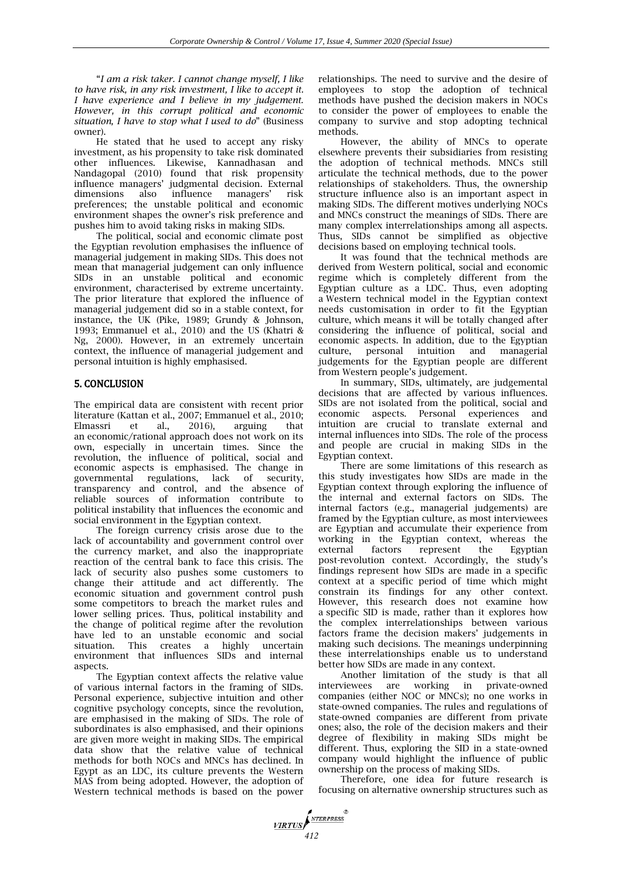"*I am a risk taker. I cannot change myself, I like to have risk, in any risk investment, I like to accept it. I have experience and I believe in my judgement. However, in this corrupt political and economic situation, I have to stop what I used to do*" (Business owner).

He stated that he used to accept any risky investment, as his propensity to take risk dominated other influences. Likewise, Kannadhasan and Nandagopal (2010) found that risk propensity influence managers' judgmental decision. External dimensions also influence managers' risk preferences; the unstable political and economic environment shapes the owner's risk preference and pushes him to avoid taking risks in making SIDs.

The political, social and economic climate post the Egyptian revolution emphasises the influence of managerial judgement in making SIDs. This does not mean that managerial judgement can only influence SIDs in an unstable political and economic environment, characterised by extreme uncertainty. The prior literature that explored the influence of managerial judgement did so in a stable context, for instance, the UK (Pike, 1989; Grundy & Johnson, 1993; Emmanuel et al., 2010) and the US (Khatri & Ng, 2000). However, in an extremely uncertain context, the influence of managerial judgement and personal intuition is highly emphasised.

## 5. CONCLUSION

The empirical data are consistent with recent prior literature (Kattan et al., 2007; Emmanuel et al., 2010; Elmassri et al., 2016), arguing that an economic/rational approach does not work on its own, especially in uncertain times. Since the revolution, the influence of political, social and economic aspects is emphasised. The change in governmental regulations, lack of security, transparency and control, and the absence of reliable sources of information contribute to political instability that influences the economic and social environment in the Egyptian context.

The foreign currency crisis arose due to the lack of accountability and government control over the currency market, and also the inappropriate reaction of the central bank to face this crisis. The lack of security also pushes some customers to change their attitude and act differently. The economic situation and government control push some competitors to breach the market rules and lower selling prices. Thus, political instability and the change of political regime after the revolution have led to an unstable economic and social situation. This creates a highly uncertain environment that influences SIDs and internal aspects.

The Egyptian context affects the relative value of various internal factors in the framing of SIDs. Personal experience, subjective intuition and other cognitive psychology concepts, since the revolution, are emphasised in the making of SIDs. The role of subordinates is also emphasised, and their opinions are given more weight in making SIDs. The empirical data show that the relative value of technical methods for both NOCs and MNCs has declined. In Egypt as an LDC, its culture prevents the Western MAS from being adopted. However, the adoption of Western technical methods is based on the power relationships. The need to survive and the desire of employees to stop the adoption of technical methods have pushed the decision makers in NOCs to consider the power of employees to enable the company to survive and stop adopting technical methods.

However, the ability of MNCs to operate elsewhere prevents their subsidiaries from resisting the adoption of technical methods. MNCs still articulate the technical methods, due to the power relationships of stakeholders. Thus, the ownership structure influence also is an important aspect in making SIDs. The different motives underlying NOCs and MNCs construct the meanings of SIDs. There are many complex interrelationships among all aspects. Thus, SIDs cannot be simplified as objective decisions based on employing technical tools.

It was found that the technical methods are derived from Western political, social and economic regime which is completely different from the Egyptian culture as a LDC. Thus, even adopting a Western technical model in the Egyptian context needs customisation in order to fit the Egyptian culture, which means it will be totally changed after considering the influence of political, social and economic aspects. In addition, due to the Egyptian culture, personal intuition and managerial judgements for the Egyptian people are different from Western people's judgement.

In summary, SIDs, ultimately, are judgemental decisions that are affected by various influences. SIDs are not isolated from the political, social and economic aspects. Personal experiences and intuition are crucial to translate external and internal influences into SIDs. The role of the process and people are crucial in making SIDs in the Egyptian context.

There are some limitations of this research as this study investigates how SIDs are made in the Egyptian context through exploring the influence of the internal and external factors on SIDs. The internal factors (e.g., managerial judgements) are framed by the Egyptian culture, as most interviewees are Egyptian and accumulate their experience from working in the Egyptian context, whereas the external factors represent the Egyptian post-revolution context. Accordingly, the study's findings represent how SIDs are made in a specific context at a specific period of time which might constrain its findings for any other context. However, this research does not examine how a specific SID is made, rather than it explores how the complex interrelationships between various factors frame the decision makers' judgements in making such decisions. The meanings underpinning these interrelationships enable us to understand better how SIDs are made in any context.

Another limitation of the study is that all interviewees are working in private-owned companies (either NOC or MNCs); no one works in state-owned companies. The rules and regulations of state-owned companies are different from private ones; also, the role of the decision makers and their degree of flexibility in making SIDs might be different. Thus, exploring the SID in a state-owned company would highlight the influence of public ownership on the process of making SIDs.

Therefore, one idea for future research is focusing on alternative ownership structures such as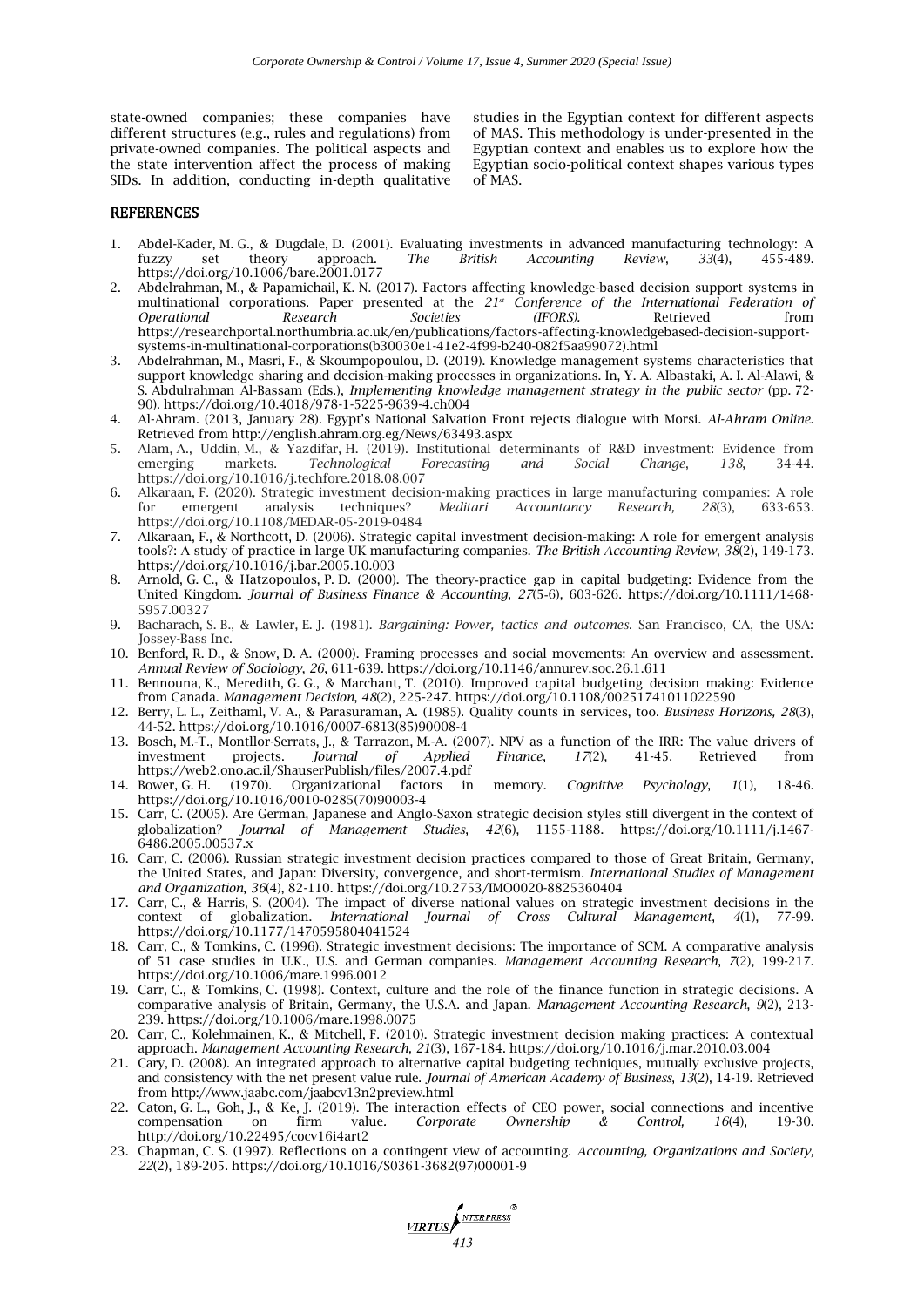state-owned companies; these companies have different structures (e.g., rules and regulations) from private-owned companies. The political aspects and the state intervention affect the process of making SIDs. In addition, conducting in-depth qualitative studies in the Egyptian context for different aspects of MAS. This methodology is under-presented in the Egyptian context and enables us to explore how the Egyptian socio-political context shapes various types of MAS.

## REFERENCES

1. Abdel-Kader, M. G., & Dugdale, D. (2001). Evaluating investments in advanced manufacturing technology: A fuzzy set theory approach. *The British Accounting Review*, *33*(4), 455-489. https://doi.org/10.1006/bare.2001.0177
2. Abdelrahman, M., & Papamichail, K. N. (2017). Factors affecting knowledge-based decision support systems in multinational corporations. Paper presented at the *21st Conference of the International Federation of Operational Research Societies (IFORS).* Retrieved from https://researchportal.northumbria.ac.uk/en/publications/factors-affecting-knowledgebased-decision-support-systems-in-multinational-corporations(b30030e1-41e2-4f99-b240-082f5aa99072).html
3. Abdelrahman, M., Masri, F., & Skoumpopoulou, D. (2019). Knowledge management systems characteristics that support knowledge sharing and decision-making processes in organizations. In, Y. A. Albastaki, A. I. Al-Alawi, & S. Abdulrahman Al-Bassam (Eds.), *Implementing knowledge management strategy in the public sector* (pp. 72-90). https://doi.org/10.4018/978-1-5225-9639-4.ch004
4. Al-Ahram. (2013, January 28). Egypt's National Salvation Front rejects dialogue with Morsi. *Al-Ahram Online*. Retrieved from http://english.ahram.org.eg/News/63493.aspx
5. Alam, A., Uddin, M., & Yazdifar, H. (2019). Institutional determinants of R&D investment: Evidence from emerging markets. *Technological Forecasting and Social Change*, *138*, 34-44. https://doi.org/10.1016/j.techfore.2018.08.007
6. Alkaraan, F. (2020). Strategic investment decision-making practices in large manufacturing companies: A role for emergent analysis techniques? *Meditari Accountancy Research, 28*(3), 633-653. https://doi.org/10.1108/MEDAR-05-2019-0484
7. Alkaraan, F., & Northcott, D. (2006). Strategic capital investment decision-making: A role for emergent analysis tools?: A study of practice in large UK manufacturing companies. *The British Accounting Review*, *38*(2), 149-173. https://doi.org/10.1016/j.bar.2005.10.003
8. Arnold, G. C., & Hatzopoulos, P. D. (2000). The theory-practice gap in capital budgeting: Evidence from the United Kingdom. *Journal of Business Finance & Accounting*, *27*(5-6), 603-626. https://doi.org/10.1111/1468-5957.00327
9. Bacharach, S. B., & Lawler, E. J. (1981). *Bargaining: Power, tactics and outcomes*. San Francisco, CA, the USA: Jossey-Bass Inc.
10. Benford, R. D., & Snow, D. A. (2000). Framing processes and social movements: An overview and assessment. *Annual Review of Sociology*, *26*, 611-639. https://doi.org/10.1146/annurev.soc.26.1.611
11. Bennouna, K., Meredith, G. G., & Marchant, T. (2010). Improved capital budgeting decision making: Evidence from Canada. *Management Decision*, *48*(2), 225-247. https://doi.org/10.1108/00251741011022590
12. Berry, L. L., Zeithaml, V. A., & Parasuraman, A. (1985). Quality counts in services, too. *Business Horizons, 28*(3), 44-52. https://doi.org/10.1016/0007-6813(85)90008-4
13. Bosch, M.-T., Montllor-Serrats, J., & Tarrazon, M.-A. (2007). NPV as a function of the IRR: The value drivers of investment projects. *Journal of Applied Finance*, *17*(2), 41-45. Retrieved from https://web2.ono.ac.il/ShauserPublish/files/2007.4.pdf
14. Bower, G. H. (1970). Organizational factors in memory. *Cognitive Psychology*, *1*(1), 18-46. https://doi.org/10.1016/0010-0285(70)90003-4
15. Carr, C. (2005). Are German, Japanese and Anglo-Saxon strategic decision styles still divergent in the context of globalization? *Journal of Management Studies*, *42*(6), 1155-1188. https://doi.org/10.1111/j.1467-6486.2005.00537.x
16. Carr, C. (2006). Russian strategic investment decision practices compared to those of Great Britain, Germany, the United States, and Japan: Diversity, convergence, and short-termism. *International Studies of Management and Organization*, *36*(4), 82-110. https://doi.org/10.2753/IMO0020-8825360404
17. Carr, C., & Harris, S. (2004). The impact of diverse national values on strategic investment decisions in the context of globalization. *International Journal of Cross Cultural Management*, *4*(1), 77-99. https://doi.org/10.1177/1470595804041524
18. Carr, C., & Tomkins, C. (1996). Strategic investment decisions: The importance of SCM. A comparative analysis of 51 case studies in U.K., U.S. and German companies. *Management Accounting Research*, *7*(2), 199-217. https://doi.org/10.1006/mare.1996.0012
19. Carr, C., & Tomkins, C. (1998). Context, culture and the role of the finance function in strategic decisions. A comparative analysis of Britain, Germany, the U.S.A. and Japan. *Management Accounting Research*, *9*(2), 213-239. https://doi.org/10.1006/mare.1998.0075
20. Carr, C., Kolehmainen, K., & Mitchell, F. (2010). Strategic investment decision making practices: A contextual approach. *Management Accounting Research*, *21*(3), 167-184. https://doi.org/10.1016/j.mar.2010.03.004
21. Cary, D. (2008). An integrated approach to alternative capital budgeting techniques, mutually exclusive projects, and consistency with the net present value rule. *Journal of American Academy of Business*, *13*(2), 14-19. Retrieved from http://www.jaabc.com/jaabcv13n2preview.html
22. Caton, G. L., Goh, J., & Ke, J. (2019). The interaction effects of CEO power, social connections and incentive compensation on firm value. *Corporate Ownership & Control, 16*(4), 19-30. http://doi.org/10.22495/cocv16i4art2
23. Chapman, C. S. (1997). Reflections on a contingent view of accounting. *Accounting, Organizations and Society, 22*(2), 189-205. https://doi.org/10.1016/S0361-3682(97)00001-9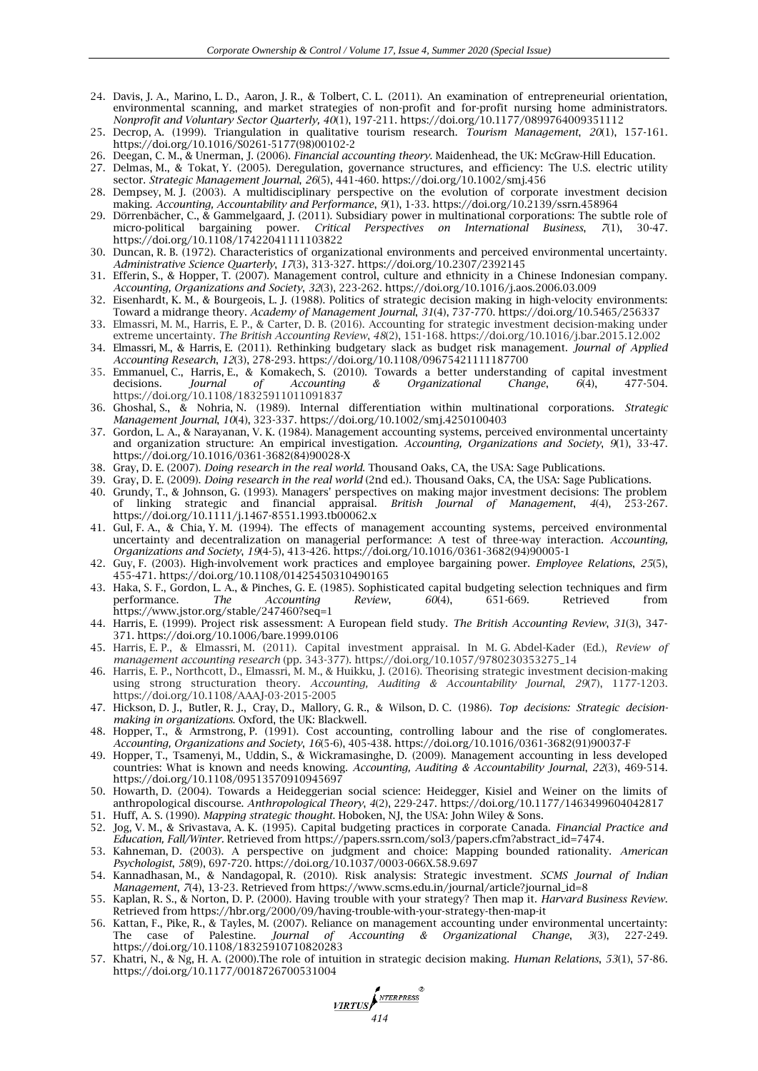24. Davis, J. A., Marino, L. D., Aaron, J. R., & Tolbert, C. L. (2011). An examination of entrepreneurial orientation, environmental scanning, and market strategies of non-profit and for-profit nursing home administrators. *Nonprofit and Voluntary Sector Quarterly, 40*(1), 197-211. https://doi.org/10.1177/0899764009351112
25. Decrop, A. (1999). Triangulation in qualitative tourism research. *Tourism Management*, *20*(1), 157-161. https://doi.org/10.1016/S0261-5177(98)00102-2
26. Deegan, C. M., & Unerman, J. (2006). *Financial accounting theory*. Maidenhead, the UK: McGraw-Hill Education.
27. Delmas, M., & Tokat, Y. (2005). Deregulation, governance structures, and efficiency: The U.S. electric utility sector. *Strategic Management Journal*, *26*(5), 441-460. https://doi.org/10.1002/smj.456
28. Dempsey, M. J. (2003). A multidisciplinary perspective on the evolution of corporate investment decision making. *Accounting, Accountability and Performance*, *9*(1), 1-33. https://doi.org/10.2139/ssrn.458964
29. Dörrenbächer, C., & Gammelgaard, J. (2011). Subsidiary power in multinational corporations: The subtle role of micro-political bargaining power. *Critical Perspectives on International Business*, *7*(1), 30-47. https://doi.org/10.1108/17422041111103822
30. Duncan, R. B. (1972). Characteristics of organizational environments and perceived environmental uncertainty. *Administrative Science Quarterly*, *17*(3), 313-327. https://doi.org/10.2307/2392145
31. Efferin, S., & Hopper, T. (2007). Management control, culture and ethnicity in a Chinese Indonesian company. *Accounting, Organizations and Society*, *32*(3), 223-262. https://doi.org/10.1016/j.aos.2006.03.009
32. Eisenhardt, K. M., & Bourgeois, L. J. (1988). Politics of strategic decision making in high-velocity environments: Toward a midrange theory. *Academy of Management Journal*, *31*(4), 737-770. https://doi.org/10.5465/256337
33. Elmassri, M. M., Harris, E. P., & Carter, D. B. (2016). Accounting for strategic investment decision-making under extreme uncertainty. *The British Accounting Review*, *48*(2), 151-168. https://doi.org/10.1016/j.bar.2015.12.002
34. Elmassri, M., & Harris, E. (2011). Rethinking budgetary slack as budget risk management. *Journal of Applied Accounting Research*, *12*(3), 278-293. https://doi.org/10.1108/09675421111187700
35. Emmanuel, C., Harris, E., & Komakech, S. (2010). Towards a better understanding of capital investment decisions. *Journal of Accounting & Organizational Change*, *6*(4), 477-504. https://doi.org/10.1108/18325911011091837
36. Ghoshal, S., & Nohria, N. (1989). Internal differentiation within multinational corporations. *Strategic Management Journal*, *10*(4), 323-337. https://doi.org/10.1002/smj.4250100403
37. Gordon, L. A., & Narayanan, V. K. (1984). Management accounting systems, perceived environmental uncertainty and organization structure: An empirical investigation. *Accounting, Organizations and Society*, *9*(1), 33-47. https://doi.org/10.1016/0361-3682(84)90028-X
38. Gray, D. E. (2007). *Doing research in the real world*. Thousand Oaks, CA, the USA: Sage Publications.
39. Gray, D. E. (2009). *Doing research in the real world* (2nd ed.). Thousand Oaks, CA, the USA: Sage Publications.
40. Grundy, T., & Johnson, G. (1993). Managers' perspectives on making major investment decisions: The problem of linking strategic and financial appraisal. *British Journal of Management*, *4*(4), 253-267. https://doi.org/10.1111/j.1467-8551.1993.tb00062.x
41. Gul, F. A., & Chia, Y. M. (1994). The effects of management accounting systems, perceived environmental uncertainty and decentralization on managerial performance: A test of three-way interaction. *Accounting, Organizations and Society*, *19*(4-5), 413-426. https://doi.org/10.1016/0361-3682(94)90005-1
42. Guy, F. (2003). High-involvement work practices and employee bargaining power. *Employee Relations*, *25*(5), 455-471. https://doi.org/10.1108/01425450310490165
43. Haka, S. F., Gordon, L. A., & Pinches, G. E. (1985). Sophisticated capital budgeting selection techniques and firm performance. *The Accounting Review*, *60*(4), 651-669. Retrieved from https://www.jstor.org/stable/247460?seq=1
44. Harris, E. (1999). Project risk assessment: A European field study. *The British Accounting Review*, *31*(3), 347-371. https://doi.org/10.1006/bare.1999.0106
45. Harris, E. P., & Elmassri, M. (2011). Capital investment appraisal. In M. G. Abdel-Kader (Ed.), *Review of management accounting research* (pp. 343-377). https://doi.org/10.1057/9780230353275_14
46. Harris, E. P., Northcott, D., Elmassri, M. M., & Huikku, J. (2016). Theorising strategic investment decision-making using strong structuration theory. *Accounting, Auditing & Accountability Journal*, *29*(7), 1177-1203. https://doi.org/10.1108/AAAJ-03-2015-2005
47. Hickson, D. J., Butler, R. J., Cray, D., Mallory, G. R., & Wilson, D. C. (1986). *Top decisions: Strategic decision-making in organizations*. Oxford, the UK: Blackwell.
48. Hopper, T., & Armstrong, P. (1991). Cost accounting, controlling labour and the rise of conglomerates. *Accounting, Organizations and Society*, *16*(5-6), 405-438. https://doi.org/10.1016/0361-3682(91)90037-F
49. Hopper, T., Tsamenyi, M., Uddin, S., & Wickramasinghe, D. (2009). Management accounting in less developed countries: What is known and needs knowing. *Accounting, Auditing & Accountability Journal*, *22*(3), 469-514. https://doi.org/10.1108/09513570910945697
50. Howarth, D. (2004). Towards a Heideggerian social science: Heidegger, Kisiel and Weiner on the limits of anthropological discourse. *Anthropological Theory*, *4*(2), 229-247. https://doi.org/10.1177/1463499604042817
51. Huff, A. S. (1990). *Mapping strategic thought*. Hoboken, NJ, the USA: John Wiley & Sons.
52. Jog, V. M., & Srivastava, A. K. (1995). Capital budgeting practices in corporate Canada. *Financial Practice and Education, Fall/Winter*. Retrieved from https://papers.ssrn.com/sol3/papers.cfm?abstract_id=7474.
53. Kahneman, D. (2003). A perspective on judgment and choice: Mapping bounded rationality. *American Psychologist*, *58*(9), 697-720. https://doi.org/10.1037/0003-066X.58.9.697
54. Kannadhasan, M., & Nandagopal, R. (2010). Risk analysis: Strategic investment. *SCMS Journal of Indian Management*, *7*(4), 13-23. Retrieved from https://www.scms.edu.in/journal/article?journal_id=8
55. Kaplan, R. S., & Norton, D. P. (2000). Having trouble with your strategy? Then map it. *Harvard Business Review*. Retrieved from https://hbr.org/2000/09/having-trouble-with-your-strategy-then-map-it
56. Kattan, F., Pike, R., & Tayles, M. (2007). Reliance on management accounting under environmental uncertainty: The case of Palestine. *Journal of Accounting & Organizational Change*, *3*(3), 227-249. https://doi.org/10.1108/18325910710820283
57. Khatri, N., & Ng, H. A. (2000).The role of intuition in strategic decision making. *Human Relations*, *53*(1), 57-86. https://doi.org/10.1177/0018726700531004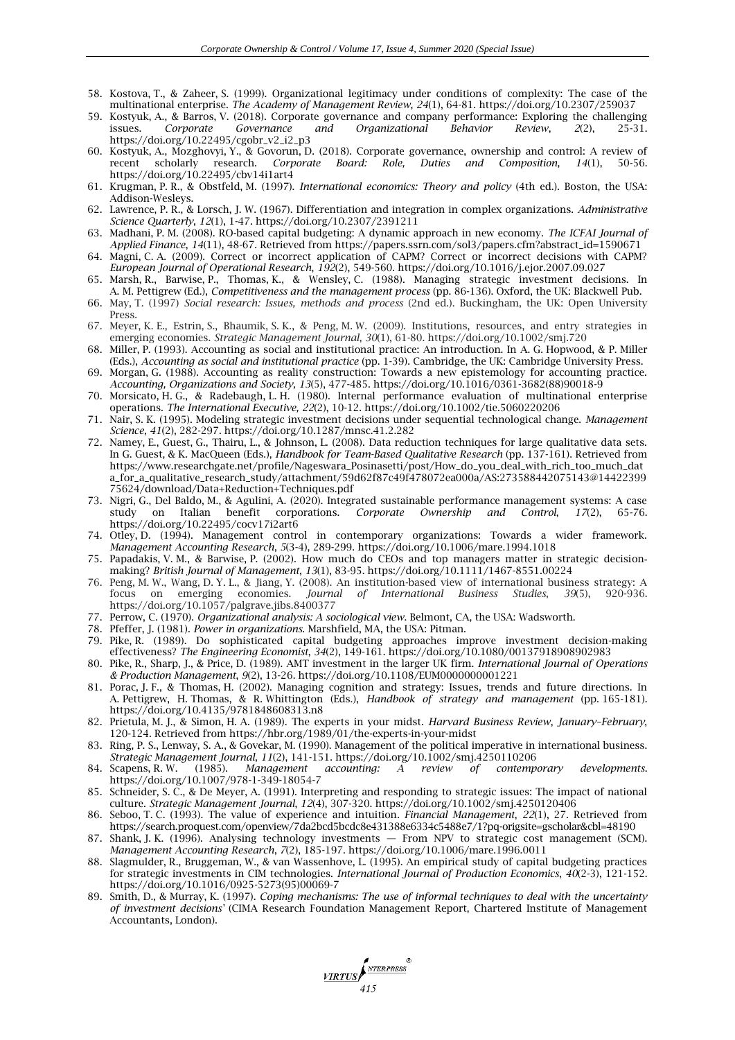58. Kostova, T., & Zaheer, S. (1999). Organizational legitimacy under conditions of complexity: The case of the multinational enterprise. *The Academy of Management Review*, *24*(1), 64-81. https://doi.org/10.2307/259037
59. Kostyuk, A., & Barros, V. (2018). Corporate governance and company performance: Exploring the challenging issues. *Corporate Governance and Organizational Behavior Review*, *2*(2), 25-31. https://doi.org/10.22495/cgobr_v2_i2_p3
60. Kostyuk, A., Mozghovyi, Y., & Govorun, D. (2018). Corporate governance, ownership and control: A review of recent scholarly research. *Corporate Board: Role, Duties and Composition*, *14*(1), 50-56. https://doi.org/10.22495/cbv14i1art4
61. Krugman, P. R., & Obstfeld, M. (1997). *International economics: Theory and policy* (4th ed.). Boston, the USA: Addison-Wesleys.
62. Lawrence, P. R., & Lorsch, J. W. (1967). Differentiation and integration in complex organizations. *Administrative Science Quarterly*, *12*(1), 1-47. https://doi.org/10.2307/2391211
63. Madhani, P. M. (2008). RO-based capital budgeting: A dynamic approach in new economy. *The ICFAI Journal of Applied Finance*, *14*(11), 48-67. Retrieved from https://papers.ssrn.com/sol3/papers.cfm?abstract_id=1590671
64. Magni, C. A. (2009). Correct or incorrect application of CAPM? Correct or incorrect decisions with CAPM? *European Journal of Operational Research*, *192*(2), 549-560. https://doi.org/10.1016/j.ejor.2007.09.027
65. Marsh, R., Barwise, P., Thomas, K., & Wensley, C. (1988). Managing strategic investment decisions. In A. M. Pettigrew (Ed.), *Competitiveness and the management process* (pp. 86-136). Oxford, the UK: Blackwell Pub.
66. May, T. (1997) *Social research: Issues, methods and process* (2nd ed.). Buckingham, the UK: Open University Press.
67. Meyer, K. E., Estrin, S., Bhaumik, S. K., & Peng, M. W. (2009). Institutions, resources, and entry strategies in emerging economies. *Strategic Management Journal*, *30*(1), 61-80. https://doi.org/10.1002/smj.720
68. Miller, P. (1993). Accounting as social and institutional practice: An introduction. In A. G. Hopwood, & P. Miller (Eds.), *Accounting as social and institutional practice* (pp. 1-39). Cambridge, the UK: Cambridge University Press.
69. Morgan, G. (1988). Accounting as reality construction: Towards a new epistemology for accounting practice. *Accounting, Organizations and Society*, *13*(5), 477-485. https://doi.org/10.1016/0361-3682(88)90018-9
70. Morsicato, H. G., & Radebaugh, L. H. (1980). Internal performance evaluation of multinational enterprise operations. *The International Executive*, *22*(2), 10-12. https://doi.org/10.1002/tie.5060220206
71. Nair, S. K. (1995). Modeling strategic investment decisions under sequential technological change. *Management Science*, *41*(2), 282-297. https://doi.org/10.1287/mnsc.41.2.282
72. Namey, E., Guest, G., Thairu, L., & Johnson, L. (2008). Data reduction techniques for large qualitative data sets. In G. Guest, & K. MacQueen (Eds.), *Handbook for Team-Based Qualitative Research* (pp. 137-161). Retrieved from https://www.researchgate.net/profile/Nageswara_Posinasetti/post/How_do_you_deal_with_rich_too_much_data_for_a_qualitative_research_study/attachment/59d62f87c49f478072ea000a/AS:273588442075143@1442239975624/download/Data+Reduction+Techniques.pdf
73. Nigri, G., Del Baldo, M., & Agulini, A. (2020). Integrated sustainable performance management systems: A case study on Italian benefit corporations. *Corporate Ownership and Control*, *17*(2), 65-76. https://doi.org/10.22495/cocv17i2art6
74. Otley, D. (1994). Management control in contemporary organizations: Towards a wider framework. *Management Accounting Research*, *5*(3-4), 289-299. https://doi.org/10.1006/mare.1994.1018
75. Papadakis, V. M., & Barwise, P. (2002). How much do CEOs and top managers matter in strategic decision-making? *British Journal of Management*, *13*(1), 83-95. https://doi.org/10.1111/1467-8551.00224
76. Peng, M. W., Wang, D. Y. L., & Jiang, Y. (2008). An institution-based view of international business strategy: A focus on emerging economies. *Journal of International Business Studies*, *39*(5), 920-936. https://doi.org/10.1057/palgrave.jibs.8400377
77. Perrow, C. (1970). *Organizational analysis: A sociological view*. Belmont, CA, the USA: Wadsworth.
78. Pfeffer, J. (1981). *Power in organizations*. Marshfield, MA, the USA: Pitman.
79. Pike, R. (1989). Do sophisticated capital budgeting approaches improve investment decision-making effectiveness? *The Engineering Economist*, *34*(2), 149-161. https://doi.org/10.1080/00137918908902983
80. Pike, R., Sharp, J., & Price, D. (1989). AMT investment in the larger UK firm. *International Journal of Operations & Production Management*, *9*(2), 13-26. https://doi.org/10.1108/EUM0000000001221
81. Porac, J. F., & Thomas, H. (2002). Managing cognition and strategy: Issues, trends and future directions. In A. Pettigrew, H. Thomas, & R. Whittington (Eds.), *Handbook of strategy and management* (pp. 165-181). https://doi.org/10.4135/9781848608313.n8
82. Prietula, M. J., & Simon, H. A. (1989). The experts in your midst. *Harvard Business Review*, *January–February*, 120-124. Retrieved from https://hbr.org/1989/01/the-experts-in-your-midst
83. Ring, P. S., Lenway, S. A., & Govekar, M. (1990). Management of the political imperative in international business. *Strategic Management Journal*, *11*(2), 141-151. https://doi.org/10.1002/smj.4250110206
84. Scapens, R. W. (1985). *Management accounting: A review of contemporary developments*. https://doi.org/10.1007/978-1-349-18054-7
85. Schneider, S. C., & De Meyer, A. (1991). Interpreting and responding to strategic issues: The impact of national culture. *Strategic Management Journal*, *12*(4), 307-320. https://doi.org/10.1002/smj.4250120406
86. Seboo, T. C. (1993). The value of experience and intuition. *Financial Management*, *22*(1), 27. Retrieved from https://search.proquest.com/openview/7da2bcd5bcdc8e431388e6334c5488e7/1?pq-origsite=gscholar&cbl=48190
87. Shank, J. K. (1996). Analysing technology investments — From NPV to strategic cost management (SCM). *Management Accounting Research*, *7*(2), 185-197. https://doi.org/10.1006/mare.1996.0011
88. Slagmulder, R., Bruggeman, W., & van Wassenhove, L. (1995). An empirical study of capital budgeting practices for strategic investments in CIM technologies. *International Journal of Production Economics*, *40*(2-3), 121-152. https://doi.org/10.1016/0925-5273(95)00069-7
89. Smith, D., & Murray, K. (1997). *Coping mechanisms: The use of informal techniques to deal with the uncertainty of investment decisions*' (CIMA Research Foundation Management Report, Chartered Institute of Management Accountants, London).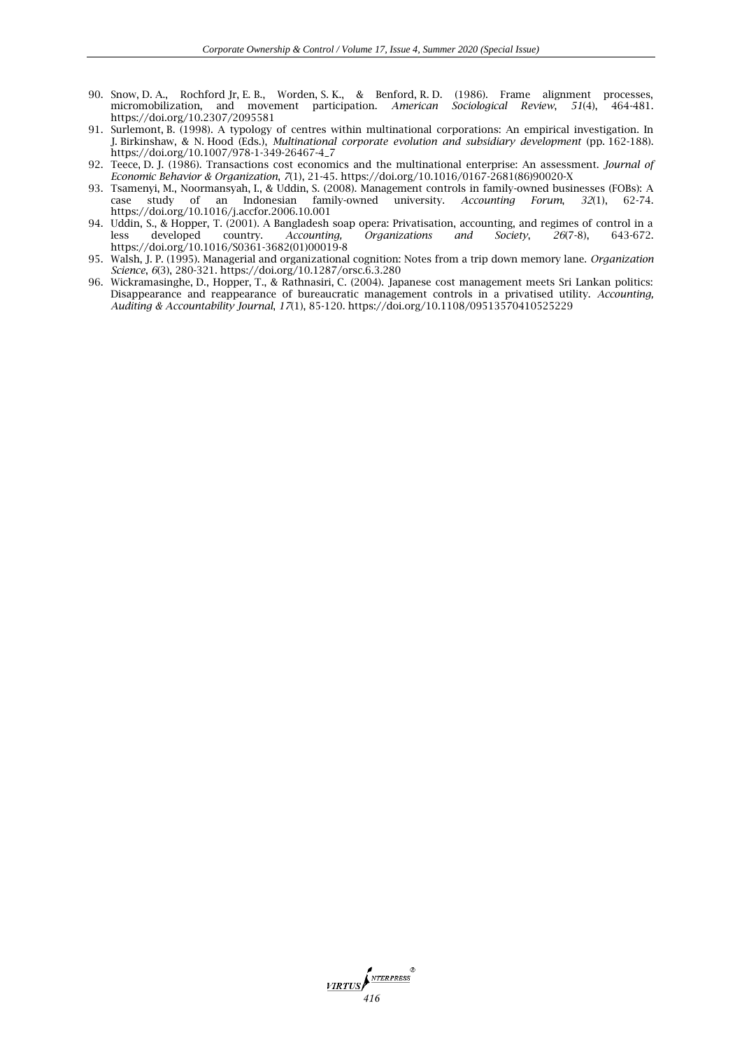90. Snow, D. A., Rochford Jr, E. B., Worden, S. K., & Benford, R. D. (1986). Frame alignment processes, micromobilization, and movement participation. *American Sociological Review*, *51*(4), 464-481. https://doi.org/10.2307/2095581
91. Surlemont, B. (1998). A typology of centres within multinational corporations: An empirical investigation. In J. Birkinshaw, & N. Hood (Eds.), *Multinational corporate evolution and subsidiary development* (pp. 162-188). https://doi.org/10.1007/978-1-349-26467-4_7
92. Teece, D. J. (1986). Transactions cost economics and the multinational enterprise: An assessment. *Journal of Economic Behavior & Organization*, *7*(1), 21-45. https://doi.org/10.1016/0167-2681(86)90020-X
93. Tsamenyi, M., Noormansyah, I., & Uddin, S. (2008). Management controls in family-owned businesses (FOBs): A case study of an Indonesian family-owned university. *Accounting Forum*, *32*(1), 62-74. https://doi.org/10.1016/j.accfor.2006.10.001
94. Uddin, S., & Hopper, T. (2001). A Bangladesh soap opera: Privatisation, accounting, and regimes of control in a less developed country. *Accounting, Organizations and Society*, *26*(7-8), 643-672. https://doi.org/10.1016/S0361-3682(01)00019-8
95. Walsh, J. P. (1995). Managerial and organizational cognition: Notes from a trip down memory lane. *Organization Science*, *6*(3), 280-321. https://doi.org/10.1287/orsc.6.3.280
96. Wickramasinghe, D., Hopper, T., & Rathnasiri, C. (2004). Japanese cost management meets Sri Lankan politics: Disappearance and reappearance of bureaucratic management controls in a privatised utility. *Accounting, Auditing & Accountability Journal*, *17*(1), 85-120. https://doi.org/10.1108/09513570410525229